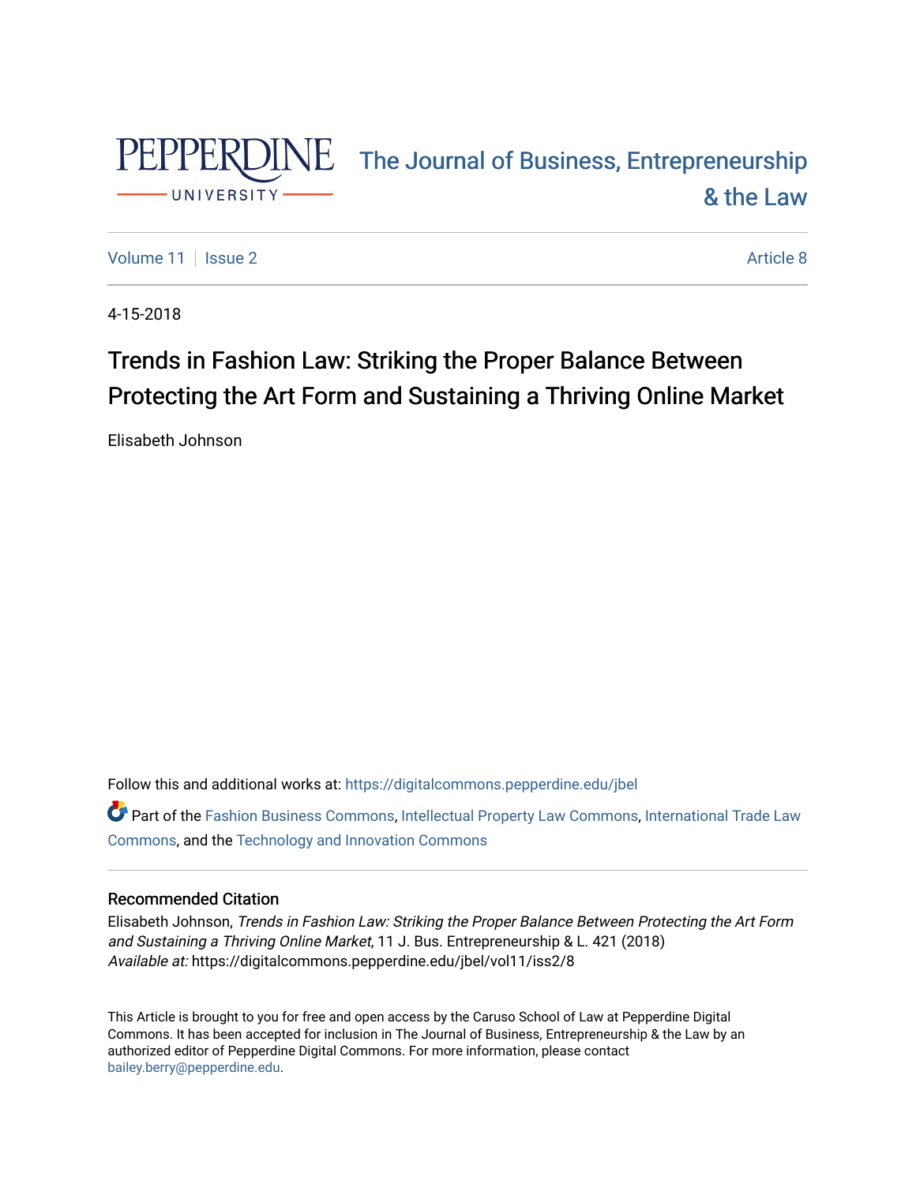PEPPERDINE UNIVERSITY

The Journal of Business, Entrepreneurship & the Law

Volume 11 | Issue 2 | Article 8

4-15-2018

# Trends in Fashion Law: Striking the Proper Balance Between Protecting the Art Form and Sustaining a Thriving Online Market

Elisabeth Johnson

Follow this and additional works at: https://digitalcommons.pepperdine.edu/jbel

Part of the Fashion Business Commons, Intellectual Property Law Commons, International Trade Law Commons, and the Technology and Innovation Commons

### Recommended Citation

Elisabeth Johnson, *Trends in Fashion Law: Striking the Proper Balance Between Protecting the Art Form and Sustaining a Thriving Online Market*, 11 J. Bus. Entrepreneurship & L. 421 (2018)
*Available at:* https://digitalcommons.pepperdine.edu/jbel/vol11/iss2/8

This Article is brought to you for free and open access by the Caruso School of Law at Pepperdine Digital Commons. It has been accepted for inclusion in The Journal of Business, Entrepreneurship & the Law by an authorized editor of Pepperdine Digital Commons. For more information, please contact bailey.berry@pepperdine.edu.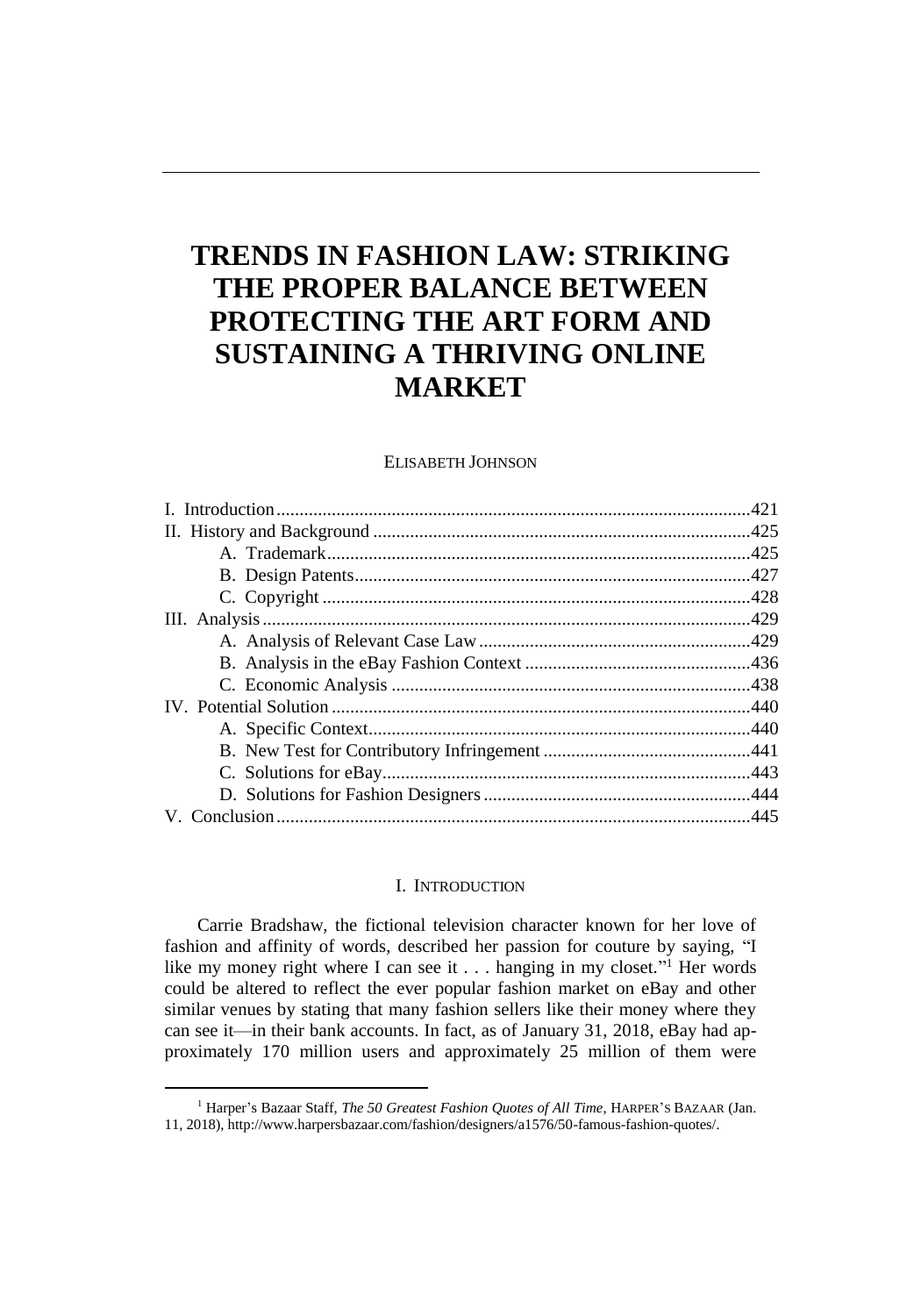# TRENDS IN FASHION LAW: STRIKING THE PROPER BALANCE BETWEEN PROTECTING THE ART FORM AND SUSTAINING A THRIVING ONLINE MARKET

ELISABETH JOHNSON

| | |
|---|---|
| I. Introduction | 421 |
| II. History and Background | 425 |
| A. Trademark | 425 |
| B. Design Patents | 427 |
| C. Copyright | 428 |
| III. Analysis | 429 |
| A. Analysis of Relevant Case Law | 429 |
| B. Analysis in the eBay Fashion Context | 436 |
| C. Economic Analysis | 438 |
| IV. Potential Solution | 440 |
| A. Specific Context | 440 |
| B. New Test for Contributory Infringement | 441 |
| C. Solutions for eBay | 443 |
| D. Solutions for Fashion Designers | 444 |
| V. Conclusion | 445 |

## I. INTRODUCTION

Carrie Bradshaw, the fictional television character known for her love of fashion and affinity of words, described her passion for couture by saying, "I like my money right where I can see it . . . hanging in my closet."[1] Her words could be altered to reflect the ever popular fashion market on eBay and other similar venues by stating that many fashion sellers like their money where they can see it—in their bank accounts. In fact, as of January 31, 2018, eBay had approximately 170 million users and approximately 25 million of them were

[1] Harper's Bazaar Staff, *The 50 Greatest Fashion Quotes of All Time*, HARPER'S BAZAAR (Jan. 11, 2018), http://www.harpersbazaar.com/fashion/designers/a1576/50-famous-fashion-quotes/.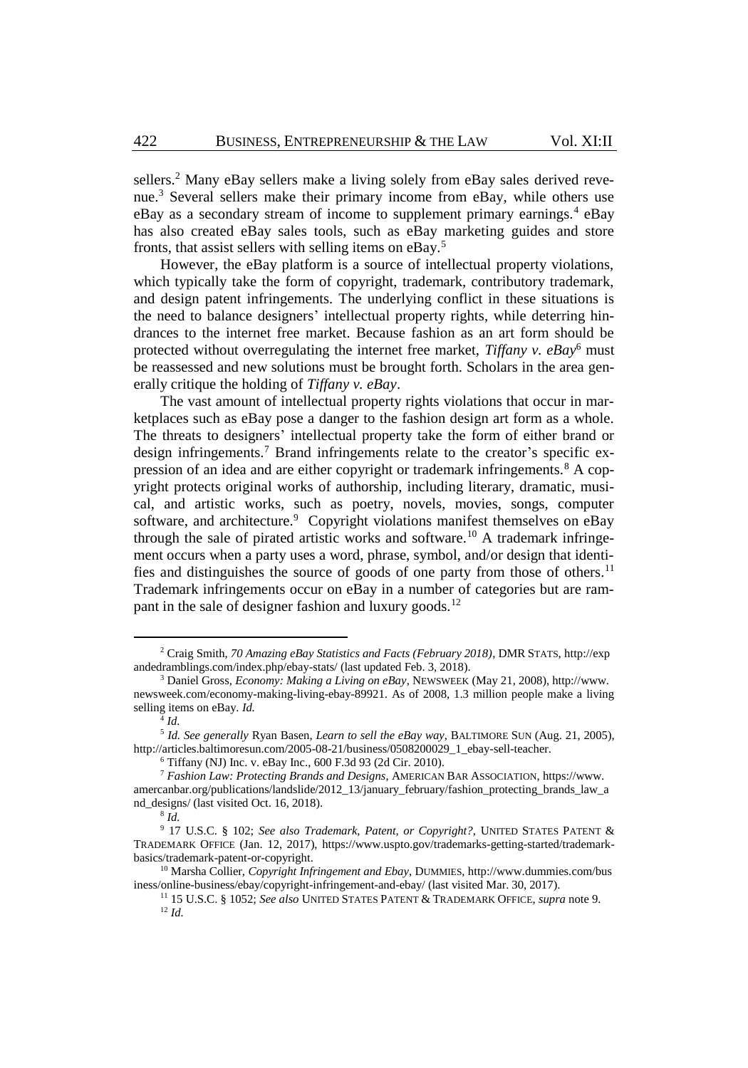sellers.[2] Many eBay sellers make a living solely from eBay sales derived revenue.[3] Several sellers make their primary income from eBay, while others use eBay as a secondary stream of income to supplement primary earnings.[4] eBay has also created eBay sales tools, such as eBay marketing guides and store fronts, that assist sellers with selling items on eBay.[5]

However, the eBay platform is a source of intellectual property violations, which typically take the form of copyright, trademark, contributory trademark, and design patent infringements. The underlying conflict in these situations is the need to balance designers' intellectual property rights, while deterring hindrances to the internet free market. Because fashion as an art form should be protected without overregulating the internet free market, *Tiffany v. eBay*[6] must be reassessed and new solutions must be brought forth. Scholars in the area generally critique the holding of *Tiffany v. eBay*.

The vast amount of intellectual property rights violations that occur in marketplaces such as eBay pose a danger to the fashion design art form as a whole. The threats to designers' intellectual property take the form of either brand or design infringements.[7] Brand infringements relate to the creator's specific expression of an idea and are either copyright or trademark infringements.[8] A copyright protects original works of authorship, including literary, dramatic, musical, and artistic works, such as poetry, novels, movies, songs, computer software, and architecture.[9] Copyright violations manifest themselves on eBay through the sale of pirated artistic works and software.[10] A trademark infringement occurs when a party uses a word, phrase, symbol, and/or design that identifies and distinguishes the source of goods of one party from those of others.[11] Trademark infringements occur on eBay in a number of categories but are rampant in the sale of designer fashion and luxury goods.[12]

---

[2] Craig Smith, *70 Amazing eBay Statistics and Facts (February 2018)*, DMR STATS, http://expandedramblings.com/index.php/ebay-stats/ (last updated Feb. 3, 2018).

[3] Daniel Gross, *Economy: Making a Living on eBay*, NEWSWEEK (May 21, 2008), http://www.newsweek.com/economy-making-living-ebay-89921. As of 2008, 1.3 million people make a living selling items on eBay. *Id.*

[4] *Id.*

[5] *Id. See generally* Ryan Basen, *Learn to sell the eBay way*, BALTIMORE SUN (Aug. 21, 2005), http://articles.baltimoresun.com/2005-08-21/business/0508200029_1_ebay-sell-teacher.

[6] Tiffany (NJ) Inc. v. eBay Inc., 600 F.3d 93 (2d Cir. 2010).

[7] *Fashion Law: Protecting Brands and Designs*, AMERICAN BAR ASSOCIATION, https://www.amercanbar.org/publications/landslide/2012_13/january_february/fashion_protecting_brands_law_and_designs/ (last visited Oct. 16, 2018).

[8] *Id.*

[9] 17 U.S.C. § 102; *See also Trademark, Patent, or Copyright?*, UNITED STATES PATENT & TRADEMARK OFFICE (Jan. 12, 2017), https://www.uspto.gov/trademarks-getting-started/trademark-basics/trademark-patent-or-copyright.

[10] Marsha Collier, *Copyright Infringement and Ebay*, DUMMIES, http://www.dummies.com/business/online-business/ebay/copyright-infringement-and-ebay/ (last visited Mar. 30, 2017).

[11] 15 U.S.C. § 1052; *See also* UNITED STATES PATENT & TRADEMARK OFFICE, *supra* note 9.

[12] *Id.*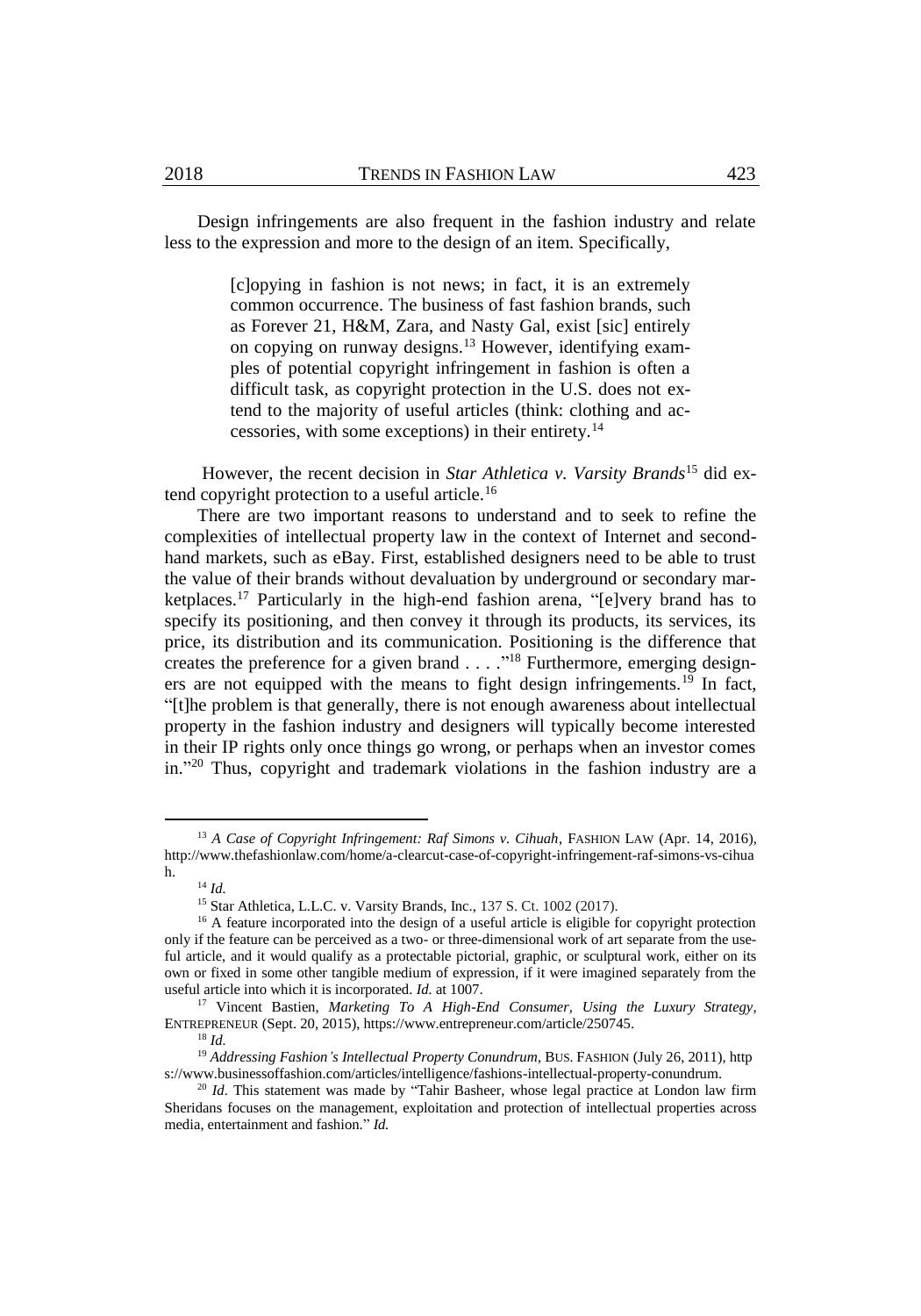Design infringements are also frequent in the fashion industry and relate less to the expression and more to the design of an item. Specifically,

> [c]opying in fashion is not news; in fact, it is an extremely common occurrence. The business of fast fashion brands, such as Forever 21, H&M, Zara, and Nasty Gal, exist [sic] entirely on copying on runway designs.[13] However, identifying examples of potential copyright infringement in fashion is often a difficult task, as copyright protection in the U.S. does not extend to the majority of useful articles (think: clothing and accessories, with some exceptions) in their entirety.[14]

However, the recent decision in *Star Athletica v. Varsity Brands*[15] did extend copyright protection to a useful article.[16]

There are two important reasons to understand and to seek to refine the complexities of intellectual property law in the context of Internet and second-hand markets, such as eBay. First, established designers need to be able to trust the value of their brands without devaluation by underground or secondary marketplaces.[17] Particularly in the high-end fashion arena, "[e]very brand has to specify its positioning, and then convey it through its products, its services, its price, its distribution and its communication. Positioning is the difference that creates the preference for a given brand . . . ."[18] Furthermore, emerging designers are not equipped with the means to fight design infringements.[19] In fact, "[t]he problem is that generally, there is not enough awareness about intellectual property in the fashion industry and designers will typically become interested in their IP rights only once things go wrong, or perhaps when an investor comes in."[20] Thus, copyright and trademark violations in the fashion industry are a

---

[13] *A Case of Copyright Infringement: Raf Simons v. Cihuah*, FASHION LAW (Apr. 14, 2016), http://www.thefashionlaw.com/home/a-clearcut-case-of-copyright-infringement-raf-simons-vs-cihuah.

[14] *Id.*

[15] Star Athletica, L.L.C. v. Varsity Brands, Inc., 137 S. Ct. 1002 (2017).

[16] A feature incorporated into the design of a useful article is eligible for copyright protection only if the feature can be perceived as a two- or three-dimensional work of art separate from the useful article, and it would qualify as a protectable pictorial, graphic, or sculptural work, either on its own or fixed in some other tangible medium of expression, if it were imagined separately from the useful article into which it is incorporated. *Id.* at 1007.

[17] Vincent Bastien, *Marketing To A High-End Consumer, Using the Luxury Strategy*, ENTREPRENEUR (Sept. 20, 2015), https://www.entrepreneur.com/article/250745.

[18] *Id.*

[19] *Addressing Fashion's Intellectual Property Conundrum*, BUS. FASHION (July 26, 2011), https://www.businessoffashion.com/articles/intelligence/fashions-intellectual-property-conundrum.

[20] *Id*. This statement was made by "Tahir Basheer, whose legal practice at London law firm Sheridans focuses on the management, exploitation and protection of intellectual properties across media, entertainment and fashion." *Id.*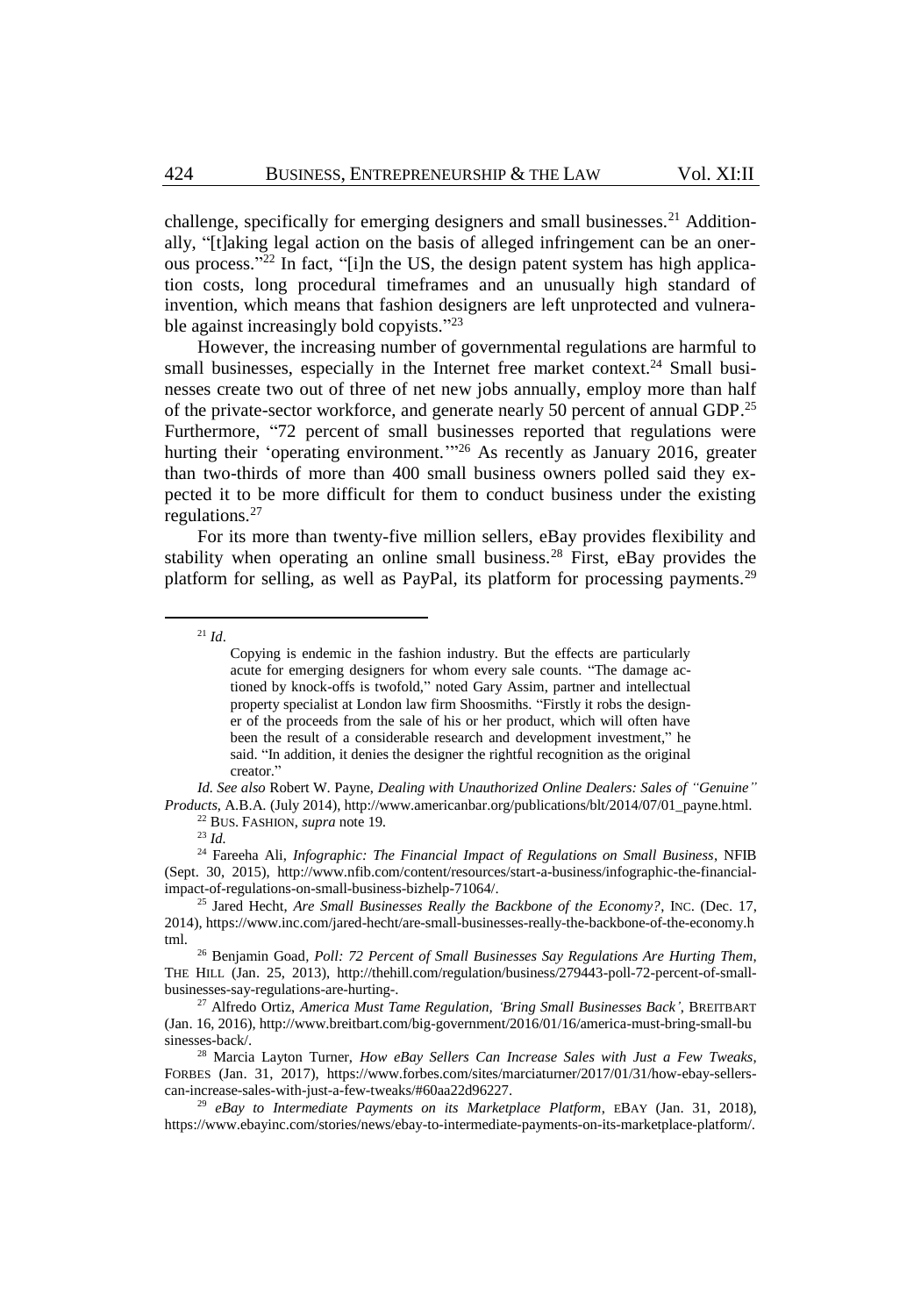challenge, specifically for emerging designers and small businesses.[21] Additionally, "[t]aking legal action on the basis of alleged infringement can be an onerous process."[22] In fact, "[i]n the US, the design patent system has high application costs, long procedural timeframes and an unusually high standard of invention, which means that fashion designers are left unprotected and vulnerable against increasingly bold copyists."[23]

However, the increasing number of governmental regulations are harmful to small businesses, especially in the Internet free market context.[24] Small businesses create two out of three of net new jobs annually, employ more than half of the private-sector workforce, and generate nearly 50 percent of annual GDP.[25] Furthermore, "72 percent of small businesses reported that regulations were hurting their 'operating environment.'"[26] As recently as January 2016, greater than two-thirds of more than 400 small business owners polled said they expected it to be more difficult for them to conduct business under the existing regulations.[27]

For its more than twenty-five million sellers, eBay provides flexibility and stability when operating an online small business.[28] First, eBay provides the platform for selling, as well as PayPal, its platform for processing payments.[29]

---

[21] *Id*.

> Copying is endemic in the fashion industry. But the effects are particularly acute for emerging designers for whom every sale counts. "The damage actioned by knock-offs is twofold," noted Gary Assim, partner and intellectual property specialist at London law firm Shoosmiths. "Firstly it robs the designer of the proceeds from the sale of his or her product, which will often have been the result of a considerable research and development investment," he said. "In addition, it denies the designer the rightful recognition as the original creator."

*Id. See also* Robert W. Payne, *Dealing with Unauthorized Online Dealers: Sales of "Genuine" Products*, A.B.A. (July 2014), http://www.americanbar.org/publications/blt/2014/07/01_payne.html.

[22] BUS. FASHION, *supra* note 19.

[23] *Id.*

[24] Fareeha Ali, *Infographic: The Financial Impact of Regulations on Small Business*, NFIB (Sept. 30, 2015), http://www.nfib.com/content/resources/start-a-business/infographic-the-financial-impact-of-regulations-on-small-business-bizhelp-71064/.

[25] Jared Hecht, *Are Small Businesses Really the Backbone of the Economy?*, INC. (Dec. 17, 2014), https://www.inc.com/jared-hecht/are-small-businesses-really-the-backbone-of-the-economy.html.

[26] Benjamin Goad, *Poll: 72 Percent of Small Businesses Say Regulations Are Hurting Them*, THE HILL (Jan. 25, 2013), http://thehill.com/regulation/business/279443-poll-72-percent-of-small-businesses-say-regulations-are-hurting-.

[27] Alfredo Ortiz, *America Must Tame Regulation, 'Bring Small Businesses Back'*, BREITBART (Jan. 16, 2016), http://www.breitbart.com/big-government/2016/01/16/america-must-bring-small-businesses-back/.

[28] Marcia Layton Turner, *How eBay Sellers Can Increase Sales with Just a Few Tweaks*, FORBES (Jan. 31, 2017), https://www.forbes.com/sites/marciaturner/2017/01/31/how-ebay-sellers-can-increase-sales-with-just-a-few-tweaks/#60aa22d96227.

[29] *eBay to Intermediate Payments on its Marketplace Platform*, EBAY (Jan. 31, 2018), https://www.ebayinc.com/stories/news/ebay-to-intermediate-payments-on-its-marketplace-platform/.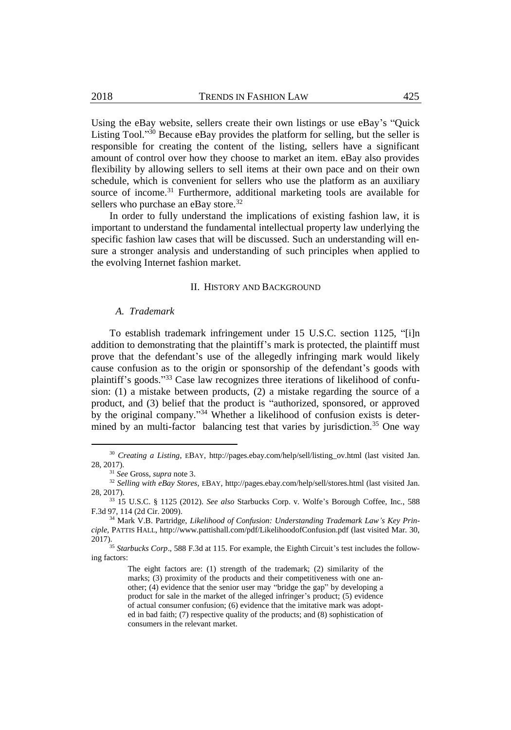Using the eBay website, sellers create their own listings or use eBay's "Quick Listing Tool."[30] Because eBay provides the platform for selling, but the seller is responsible for creating the content of the listing, sellers have a significant amount of control over how they choose to market an item. eBay also provides flexibility by allowing sellers to sell items at their own pace and on their own schedule, which is convenient for sellers who use the platform as an auxiliary source of income.[31] Furthermore, additional marketing tools are available for sellers who purchase an eBay store.[32]

In order to fully understand the implications of existing fashion law, it is important to understand the fundamental intellectual property law underlying the specific fashion law cases that will be discussed. Such an understanding will ensure a stronger analysis and understanding of such principles when applied to the evolving Internet fashion market.

## II. History and Background

### *A. Trademark*

To establish trademark infringement under 15 U.S.C. section 1125, "[i]n addition to demonstrating that the plaintiff's mark is protected, the plaintiff must prove that the defendant's use of the allegedly infringing mark would likely cause confusion as to the origin or sponsorship of the defendant's goods with plaintiff's goods."[33] Case law recognizes three iterations of likelihood of confusion: (1) a mistake between products, (2) a mistake regarding the source of a product, and (3) belief that the product is "authorized, sponsored, or approved by the original company."[34] Whether a likelihood of confusion exists is determined by an multi-factor balancing test that varies by jurisdiction.[35] One way

---

[30] *Creating a Listing*, EBAY, http://pages.ebay.com/help/sell/listing_ov.html (last visited Jan. 28, 2017).

[31] *See* Gross, *supra* note 3.

[32] *Selling with eBay Stores*, EBAY, http://pages.ebay.com/help/sell/stores.html (last visited Jan. 28, 2017).

[33] 15 U.S.C. § 1125 (2012). *See also* Starbucks Corp. v. Wolfe's Borough Coffee, Inc., 588 F.3d 97, 114 (2d Cir. 2009).

[34] Mark V.B. Partridge, *Likelihood of Confusion: Understanding Trademark Law's Key Principle*, PATTIS HALL, http://www.pattishall.com/pdf/LikelihoodofConfusion.pdf (last visited Mar. 30, 2017).

[35] *Starbucks Corp*., 588 F.3d at 115. For example, the Eighth Circuit's test includes the following factors:

> The eight factors are: (1) strength of the trademark; (2) similarity of the marks; (3) proximity of the products and their competitiveness with one another; (4) evidence that the senior user may "bridge the gap" by developing a product for sale in the market of the alleged infringer's product; (5) evidence of actual consumer confusion; (6) evidence that the imitative mark was adopted in bad faith; (7) respective quality of the products; and (8) sophistication of consumers in the relevant market.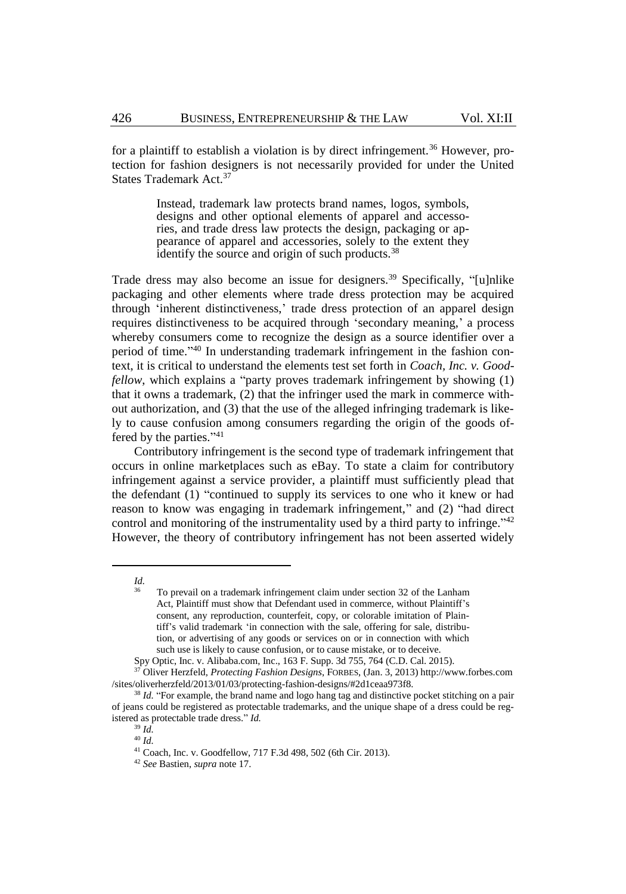for a plaintiff to establish a violation is by direct infringement.[36] However, protection for fashion designers is not necessarily provided for under the United States Trademark Act.[37]

> Instead, trademark law protects brand names, logos, symbols, designs and other optional elements of apparel and accessories, and trade dress law protects the design, packaging or appearance of apparel and accessories, solely to the extent they identify the source and origin of such products.[38]

Trade dress may also become an issue for designers.[39] Specifically, "[u]nlike packaging and other elements where trade dress protection may be acquired through 'inherent distinctiveness,' trade dress protection of an apparel design requires distinctiveness to be acquired through 'secondary meaning,' a process whereby consumers come to recognize the design as a source identifier over a period of time."[40] In understanding trademark infringement in the fashion context, it is critical to understand the elements test set forth in *Coach, Inc. v. Goodfellow*, which explains a "party proves trademark infringement by showing (1) that it owns a trademark, (2) that the infringer used the mark in commerce without authorization, and (3) that the use of the alleged infringing trademark is likely to cause confusion among consumers regarding the origin of the goods offered by the parties."[41]

Contributory infringement is the second type of trademark infringement that occurs in online marketplaces such as eBay. To state a claim for contributory infringement against a service provider, a plaintiff must sufficiently plead that the defendant (1) "continued to supply its services to one who it knew or had reason to know was engaging in trademark infringement," and (2) "had direct control and monitoring of the instrumentality used by a third party to infringe."[42] However, the theory of contributory infringement has not been asserted widely

---

*Id.*

[36]
> To prevail on a trademark infringement claim under section 32 of the Lanham Act, Plaintiff must show that Defendant used in commerce, without Plaintiff's consent, any reproduction, counterfeit, copy, or colorable imitation of Plaintiff's valid trademark 'in connection with the sale, offering for sale, distribution, or advertising of any goods or services on or in connection with which such use is likely to cause confusion, or to cause mistake, or to deceive.

Spy Optic, Inc. v. Alibaba.com, Inc., 163 F. Supp. 3d 755, 764 (C.D. Cal. 2015).

[37] Oliver Herzfeld, *Protecting Fashion Designs*, FORBES, (Jan. 3, 2013) http://www.forbes.com/sites/oliverherzfeld/2013/01/03/protecting-fashion-designs/#2d1ceaa973f8.

[38] *Id.* "For example, the brand name and logo hang tag and distinctive pocket stitching on a pair of jeans could be registered as protectable trademarks, and the unique shape of a dress could be registered as protectable trade dress." *Id.*

[39] *Id.*

[40] *Id.*

[41] Coach, Inc. v. Goodfellow, 717 F.3d 498, 502 (6th Cir. 2013).

[42] *See* Bastien, *supra* note 17.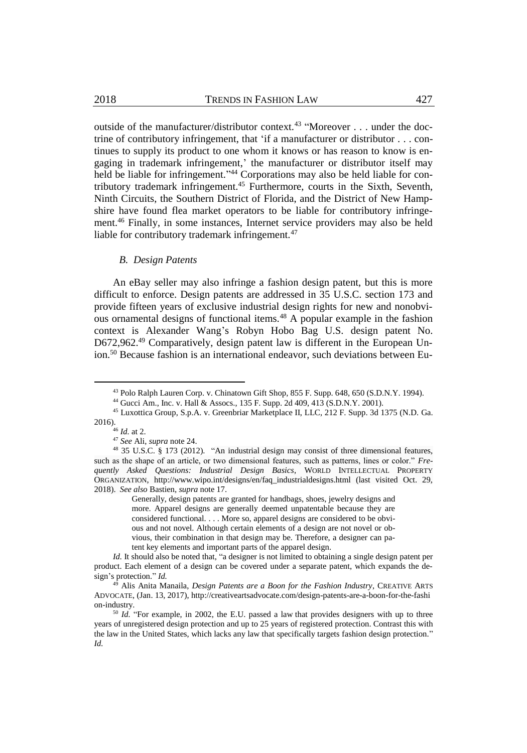outside of the manufacturer/distributor context.[43] "Moreover . . . under the doctrine of contributory infringement, that 'if a manufacturer or distributor . . . continues to supply its product to one whom it knows or has reason to know is engaging in trademark infringement,' the manufacturer or distributor itself may held be liable for infringement."[44] Corporations may also be held liable for contributory trademark infringement.[45] Furthermore, courts in the Sixth, Seventh, Ninth Circuits, the Southern District of Florida, and the District of New Hampshire have found flea market operators to be liable for contributory infringement.[46] Finally, in some instances, Internet service providers may also be held liable for contributory trademark infringement.[47]

### *B. Design Patents*

An eBay seller may also infringe a fashion design patent, but this is more difficult to enforce. Design patents are addressed in 35 U.S.C. section 173 and provide fifteen years of exclusive industrial design rights for new and nonobvious ornamental designs of functional items.[48] A popular example in the fashion context is Alexander Wang's Robyn Hobo Bag U.S. design patent No. D672,962.[49] Comparatively, design patent law is different in the European Union.[50] Because fashion is an international endeavor, such deviations between Eu-

---

[43] Polo Ralph Lauren Corp. v. Chinatown Gift Shop, 855 F. Supp. 648, 650 (S.D.N.Y. 1994).

[44] Gucci Am., Inc. v. Hall & Assocs., 135 F. Supp. 2d 409, 413 (S.D.N.Y. 2001).

[45] Luxottica Group, S.p.A. v. Greenbriar Marketplace II, LLC, 212 F. Supp. 3d 1375 (N.D. Ga. 2016).

[46] *Id.* at 2.

[47] *See* Ali, *supra* note 24.

[48] 35 U.S.C. § 173 (2012). "An industrial design may consist of three dimensional features, such as the shape of an article, or two dimensional features, such as patterns, lines or color." *Frequently Asked Questions: Industrial Design Basics*, WORLD INTELLECTUAL PROPERTY ORGANIZATION, http://www.wipo.int/designs/en/faq_industrialdesigns.html (last visited Oct. 29, 2018). *See also* Bastien, *supra* note 17.

> Generally, design patents are granted for handbags, shoes, jewelry designs and more. Apparel designs are generally deemed unpatentable because they are considered functional. . . . More so, apparel designs are considered to be obvious and not novel. Although certain elements of a design are not novel or obvious, their combination in that design may be. Therefore, a designer can patent key elements and important parts of the apparel design.

*Id.* It should also be noted that, "a designer is not limited to obtaining a single design patent per product. Each element of a design can be covered under a separate patent, which expands the design's protection." *Id.*

[49] Alis Anita Manaila, *Design Patents are a Boon for the Fashion Industry*, CREATIVE ARTS ADVOCATE, (Jan. 13, 2017), http://creativeartsadvocate.com/design-patents-are-a-boon-for-the-fashion-industry.

[50] *Id.* "For example, in 2002, the E.U. passed a law that provides designers with up to three years of unregistered design protection and up to 25 years of registered protection. Contrast this with the law in the United States, which lacks any law that specifically targets fashion design protection." *Id.*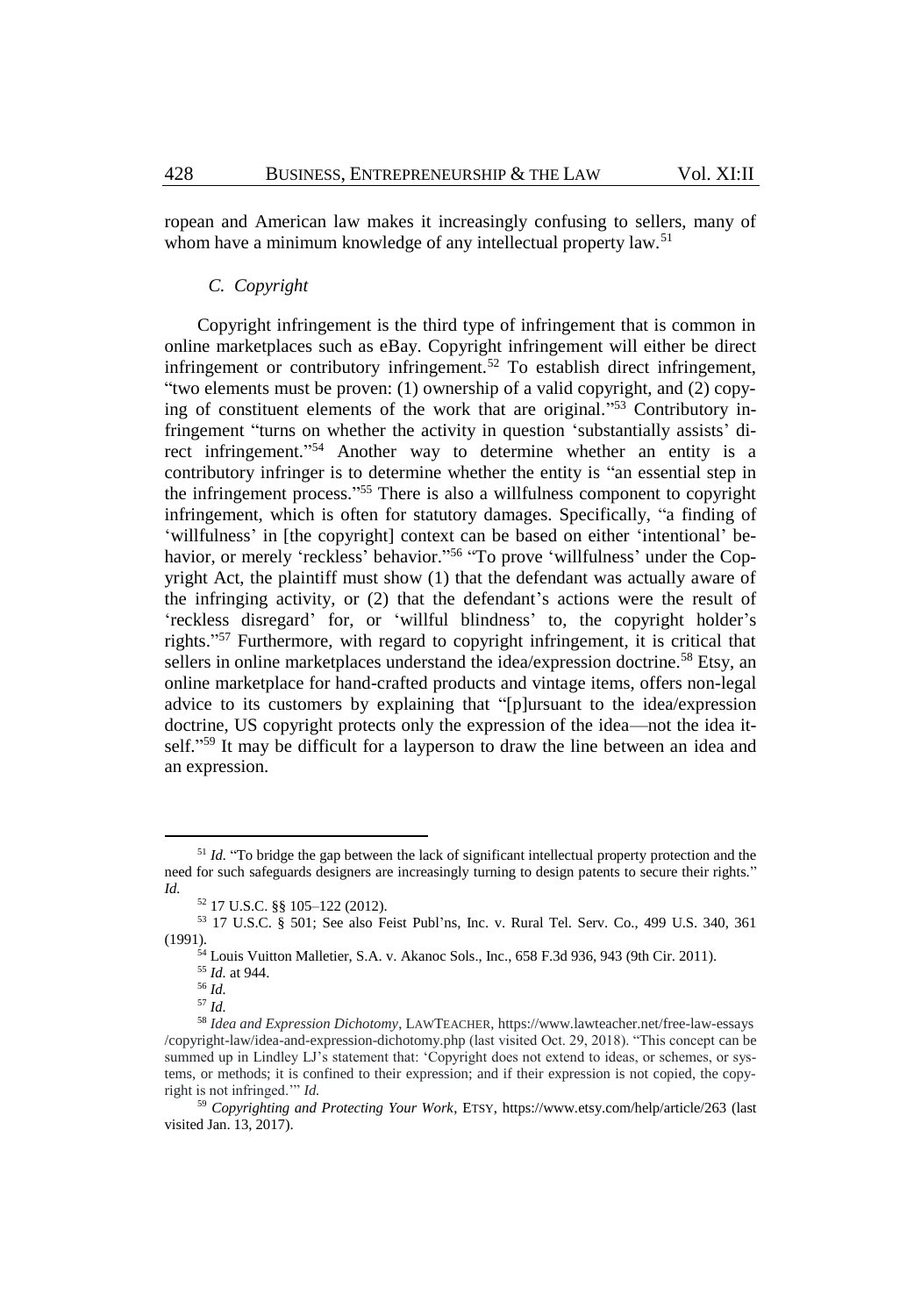ropean and American law makes it increasingly confusing to sellers, many of whom have a minimum knowledge of any intellectual property law.[51]

### *C. Copyright*

Copyright infringement is the third type of infringement that is common in online marketplaces such as eBay. Copyright infringement will either be direct infringement or contributory infringement.[52] To establish direct infringement, "two elements must be proven: (1) ownership of a valid copyright, and (2) copying of constituent elements of the work that are original."[53] Contributory infringement "turns on whether the activity in question 'substantially assists' direct infringement."[54] Another way to determine whether an entity is a contributory infringer is to determine whether the entity is "an essential step in the infringement process."[55] There is also a willfulness component to copyright infringement, which is often for statutory damages. Specifically, "a finding of 'willfulness' in [the copyright] context can be based on either 'intentional' behavior, or merely 'reckless' behavior."[56] "To prove 'willfulness' under the Copyright Act, the plaintiff must show (1) that the defendant was actually aware of the infringing activity, or (2) that the defendant's actions were the result of 'reckless disregard' for, or 'willful blindness' to, the copyright holder's rights."[57] Furthermore, with regard to copyright infringement, it is critical that sellers in online marketplaces understand the idea/expression doctrine.[58] Etsy, an online marketplace for hand-crafted products and vintage items, offers non-legal advice to its customers by explaining that "[p]ursuant to the idea/expression doctrine, US copyright protects only the expression of the idea—not the idea itself."[59] It may be difficult for a layperson to draw the line between an idea and an expression.

---

[51] *Id.* "To bridge the gap between the lack of significant intellectual property protection and the need for such safeguards designers are increasingly turning to design patents to secure their rights." *Id.*

[52] 17 U.S.C. §§ 105–122 (2012).

[53] 17 U.S.C. § 501; See also Feist Publ'ns, Inc. v. Rural Tel. Serv. Co., 499 U.S. 340, 361 (1991).

[54] Louis Vuitton Malletier, S.A. v. Akanoc Sols., Inc., 658 F.3d 936, 943 (9th Cir. 2011).

[55] *Id.* at 944.

[56] *Id.*

[57] *Id.*

[58] *Idea and Expression Dichotomy*, LAWTEACHER, https://www.lawteacher.net/free-law-essays/copyright-law/idea-and-expression-dichotomy.php (last visited Oct. 29, 2018). "This concept can be summed up in Lindley LJ's statement that: 'Copyright does not extend to ideas, or schemes, or systems, or methods; it is confined to their expression; and if their expression is not copied, the copyright is not infringed.'" *Id.*

[59] *Copyrighting and Protecting Your Work*, ETSY, https://www.etsy.com/help/article/263 (last visited Jan. 13, 2017).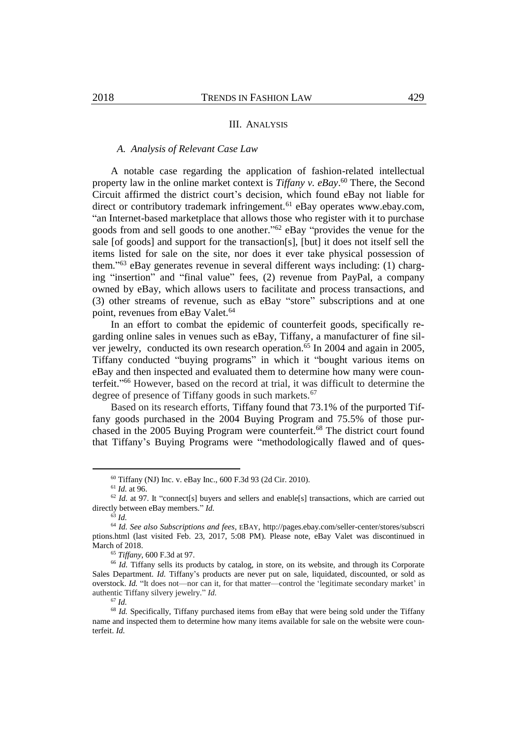## III. ANALYSIS

### *A. Analysis of Relevant Case Law*

A notable case regarding the application of fashion-related intellectual property law in the online market context is *Tiffany v. eBay*.[60] There, the Second Circuit affirmed the district court's decision, which found eBay not liable for direct or contributory trademark infringement.[61] eBay operates www.ebay.com, "an Internet-based marketplace that allows those who register with it to purchase goods from and sell goods to one another."[62] eBay "provides the venue for the sale [of goods] and support for the transaction[s], [but] it does not itself sell the items listed for sale on the site, nor does it ever take physical possession of them."[63] eBay generates revenue in several different ways including: (1) charging "insertion" and "final value" fees, (2) revenue from PayPal, a company owned by eBay, which allows users to facilitate and process transactions, and (3) other streams of revenue, such as eBay "store" subscriptions and at one point, revenues from eBay Valet.[64]

In an effort to combat the epidemic of counterfeit goods, specifically regarding online sales in venues such as eBay, Tiffany, a manufacturer of fine silver jewelry, conducted its own research operation.[65] In 2004 and again in 2005, Tiffany conducted "buying programs" in which it "bought various items on eBay and then inspected and evaluated them to determine how many were counterfeit."[66] However, based on the record at trial, it was difficult to determine the degree of presence of Tiffany goods in such markets.[67]

Based on its research efforts, Tiffany found that 73.1% of the purported Tiffany goods purchased in the 2004 Buying Program and 75.5% of those purchased in the 2005 Buying Program were counterfeit.[68] The district court found that Tiffany's Buying Programs were "methodologically flawed and of ques-

---

[60] Tiffany (NJ) Inc. v. eBay Inc., 600 F.3d 93 (2d Cir. 2010).

[61] *Id.* at 96.

[62] *Id.* at 97. It "connect[s] buyers and sellers and enable[s] transactions, which are carried out directly between eBay members." *Id.*

[63] *Id.*

[64] *Id. See also Subscriptions and fees*, EBAY, http://pages.ebay.com/seller-center/stores/subscriptions.html (last visited Feb. 23, 2017, 5:08 PM). Please note, eBay Valet was discontinued in March of 2018.

[65] *Tiffany*, 600 F.3d at 97.

[66] *Id.* Tiffany sells its products by catalog, in store, on its website, and through its Corporate Sales Department. *Id.* Tiffany's products are never put on sale, liquidated, discounted, or sold as overstock. *Id.* "It does not—nor can it, for that matter—control the 'legitimate secondary market' in authentic Tiffany silvery jewelry." *Id.*

[67] *Id.*

[68] *Id.* Specifically, Tiffany purchased items from eBay that were being sold under the Tiffany name and inspected them to determine how many items available for sale on the website were counterfeit. *Id.*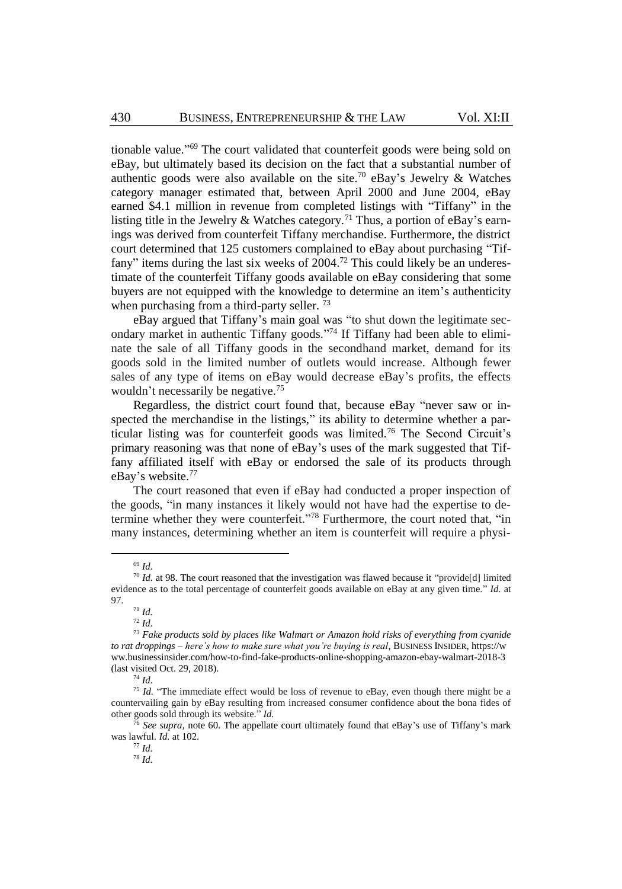tionable value."[69] The court validated that counterfeit goods were being sold on eBay, but ultimately based its decision on the fact that a substantial number of authentic goods were also available on the site.[70] eBay's Jewelry & Watches category manager estimated that, between April 2000 and June 2004, eBay earned $4.1 million in revenue from completed listings with "Tiffany" in the listing title in the Jewelry & Watches category.[71] Thus, a portion of eBay's earnings was derived from counterfeit Tiffany merchandise. Furthermore, the district court determined that 125 customers complained to eBay about purchasing "Tiffany" items during the last six weeks of 2004.[72] This could likely be an underestimate of the counterfeit Tiffany goods available on eBay considering that some buyers are not equipped with the knowledge to determine an item's authenticity when purchasing from a third-party seller.[73]

eBay argued that Tiffany's main goal was "to shut down the legitimate secondary market in authentic Tiffany goods."[74] If Tiffany had been able to eliminate the sale of all Tiffany goods in the secondhand market, demand for its goods sold in the limited number of outlets would increase. Although fewer sales of any type of items on eBay would decrease eBay's profits, the effects wouldn't necessarily be negative.[75]

Regardless, the district court found that, because eBay "never saw or inspected the merchandise in the listings," its ability to determine whether a particular listing was for counterfeit goods was limited.[76] The Second Circuit's primary reasoning was that none of eBay's uses of the mark suggested that Tiffany affiliated itself with eBay or endorsed the sale of its products through eBay's website.[77]

The court reasoned that even if eBay had conducted a proper inspection of the goods, "in many instances it likely would not have had the expertise to determine whether they were counterfeit."[78] Furthermore, the court noted that, "in many instances, determining whether an item is counterfeit will require a physi-

---

[69] *Id.*

[70] *Id.* at 98. The court reasoned that the investigation was flawed because it "provide[d] limited evidence as to the total percentage of counterfeit goods available on eBay at any given time." *Id.* at 97.

[71] *Id.*

[72] *Id.*

[73] *Fake products sold by places like Walmart or Amazon hold risks of everything from cyanide to rat droppings – here's how to make sure what you're buying is real*, BUSINESS INSIDER, https://www.businessinsider.com/how-to-find-fake-products-online-shopping-amazon-ebay-walmart-2018-3 (last visited Oct. 29, 2018).

[74] *Id.*

[75] *Id.* "The immediate effect would be loss of revenue to eBay, even though there might be a countervailing gain by eBay resulting from increased consumer confidence about the bona fides of other goods sold through its website." *Id.*

[76] *See supra*, note 60. The appellate court ultimately found that eBay's use of Tiffany's mark was lawful. *Id.* at 102.

[77] *Id.*

[78] *Id.*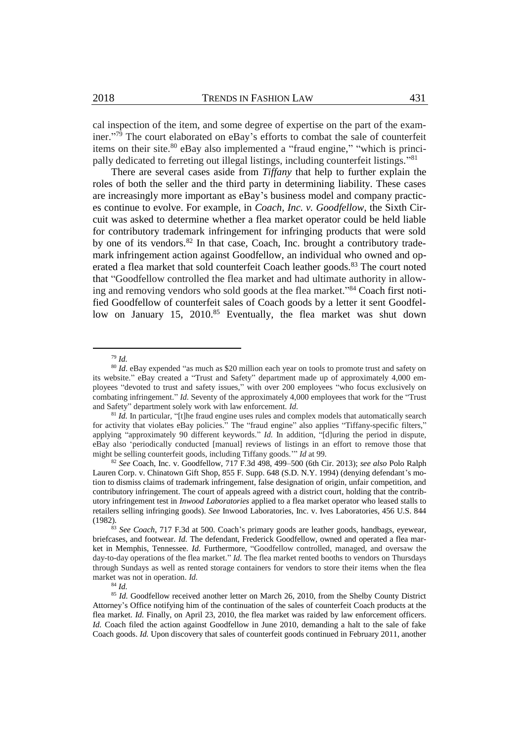cal inspection of the item, and some degree of expertise on the part of the examiner."[79] The court elaborated on eBay's efforts to combat the sale of counterfeit items on their site.[80] eBay also implemented a "fraud engine," "which is principally dedicated to ferreting out illegal listings, including counterfeit listings."[81]

There are several cases aside from *Tiffany* that help to further explain the roles of both the seller and the third party in determining liability. These cases are increasingly more important as eBay's business model and company practices continue to evolve. For example, in *Coach, Inc. v. Goodfellow*, the Sixth Circuit was asked to determine whether a flea market operator could be held liable for contributory trademark infringement for infringing products that were sold by one of its vendors.[82] In that case, Coach, Inc. brought a contributory trademark infringement action against Goodfellow, an individual who owned and operated a flea market that sold counterfeit Coach leather goods.[83] The court noted that "Goodfellow controlled the flea market and had ultimate authority in allowing and removing vendors who sold goods at the flea market."[84] Coach first notified Goodfellow of counterfeit sales of Coach goods by a letter it sent Goodfellow on January 15, 2010.[85] Eventually, the flea market was shut down

---

[79] *Id.*

[80] *Id*. eBay expended "as much as $20 million each year on tools to promote trust and safety on its website." eBay created a "Trust and Safety" department made up of approximately 4,000 employees "devoted to trust and safety issues," with over 200 employees "who focus exclusively on combating infringement." *Id.* Seventy of the approximately 4,000 employees that work for the "Trust and Safety" department solely work with law enforcement. *Id.*

[81] *Id.* In particular, "[t]he fraud engine uses rules and complex models that automatically search for activity that violates eBay policies." The "fraud engine" also applies "Tiffany-specific filters," applying "approximately 90 different keywords." *Id.* In addition, "[d]uring the period in dispute, eBay also 'periodically conducted [manual] reviews of listings in an effort to remove those that might be selling counterfeit goods, including Tiffany goods.'" *Id* at 99.

[82] *See* Coach, Inc. v. Goodfellow, 717 F.3d 498, 499–500 (6th Cir. 2013); *see also* Polo Ralph Lauren Corp. v. Chinatown Gift Shop, 855 F. Supp. 648 (S.D. N.Y. 1994) (denying defendant's motion to dismiss claims of trademark infringement, false designation of origin, unfair competition, and contributory infringement. The court of appeals agreed with a district court, holding that the contributory infringement test in *Inwood Laboratories* applied to a flea market operator who leased stalls to retailers selling infringing goods). *See* Inwood Laboratories, Inc. v. Ives Laboratories, 456 U.S. 844 (1982).

[83] *See Coach*, 717 F.3d at 500. Coach's primary goods are leather goods, handbags, eyewear, briefcases, and footwear. *Id.* The defendant, Frederick Goodfellow, owned and operated a flea market in Memphis, Tennessee. *Id.* Furthermore, "Goodfellow controlled, managed, and oversaw the day-to-day operations of the flea market." *Id.* The flea market rented booths to vendors on Thursdays through Sundays as well as rented storage containers for vendors to store their items when the flea market was not in operation. *Id.*

[84] *Id.*

[85] *Id.* Goodfellow received another letter on March 26, 2010, from the Shelby County District Attorney's Office notifying him of the continuation of the sales of counterfeit Coach products at the flea market. *Id.* Finally, on April 23, 2010, the flea market was raided by law enforcement officers. *Id.* Coach filed the action against Goodfellow in June 2010, demanding a halt to the sale of fake Coach goods. *Id.* Upon discovery that sales of counterfeit goods continued in February 2011, another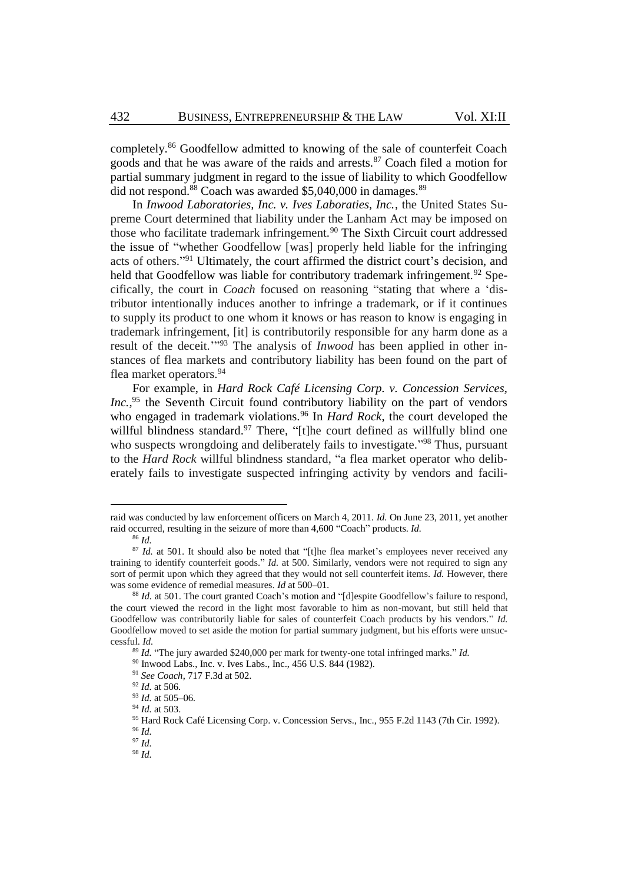completely.[86] Goodfellow admitted to knowing of the sale of counterfeit Coach goods and that he was aware of the raids and arrests.[87] Coach filed a motion for partial summary judgment in regard to the issue of liability to which Goodfellow did not respond.[88] Coach was awarded $5,040,000 in damages.[89]

In *Inwood Laboratories, Inc. v. Ives Laboraties, Inc.*, the United States Supreme Court determined that liability under the Lanham Act may be imposed on those who facilitate trademark infringement.[90] The Sixth Circuit court addressed the issue of "whether Goodfellow [was] properly held liable for the infringing acts of others."[91] Ultimately, the court affirmed the district court's decision, and held that Goodfellow was liable for contributory trademark infringement.[92] Specifically, the court in *Coach* focused on reasoning "stating that where a 'distributor intentionally induces another to infringe a trademark, or if it continues to supply its product to one whom it knows or has reason to know is engaging in trademark infringement, [it] is contributorily responsible for any harm done as a result of the deceit.'"[93] The analysis of *Inwood* has been applied in other instances of flea markets and contributory liability has been found on the part of flea market operators.[94]

For example, in *Hard Rock Café Licensing Corp. v. Concession Services, Inc.*,[95] the Seventh Circuit found contributory liability on the part of vendors who engaged in trademark violations.[96] In *Hard Rock*, the court developed the willful blindness standard.[97] There, "[t]he court defined as willfully blind one who suspects wrongdoing and deliberately fails to investigate."[98] Thus, pursuant to the *Hard Rock* willful blindness standard, "a flea market operator who deliberately fails to investigate suspected infringing activity by vendors and facili-

---

raid was conducted by law enforcement officers on March 4, 2011. *Id.* On June 23, 2011, yet another raid occurred, resulting in the seizure of more than 4,600 "Coach" products. *Id.*

[86] *Id.*

[87] *Id.* at 501. It should also be noted that "[t]he flea market's employees never received any training to identify counterfeit goods." *Id.* at 500. Similarly, vendors were not required to sign any sort of permit upon which they agreed that they would not sell counterfeit items. *Id.* However, there was some evidence of remedial measures. *Id* at 500–01.

[88] *Id.* at 501. The court granted Coach's motion and "[d]espite Goodfellow's failure to respond, the court viewed the record in the light most favorable to him as non-movant, but still held that Goodfellow was contributorily liable for sales of counterfeit Coach products by his vendors." *Id.* Goodfellow moved to set aside the motion for partial summary judgment, but his efforts were unsuccessful. *Id.*

[89] *Id.* "The jury awarded $240,000 per mark for twenty-one total infringed marks." *Id.*

[90] Inwood Labs., Inc. v. Ives Labs., Inc., 456 U.S. 844 (1982).

[91] *See Coach*, 717 F.3d at 502.

[92] *Id.* at 506.

[93] *Id.* at 505–06.

[94] *Id.* at 503.

[95] Hard Rock Café Licensing Corp. v. Concession Servs., Inc., 955 F.2d 1143 (7th Cir. 1992).

[96] *Id.*

[97] *Id.*

[98] *Id.*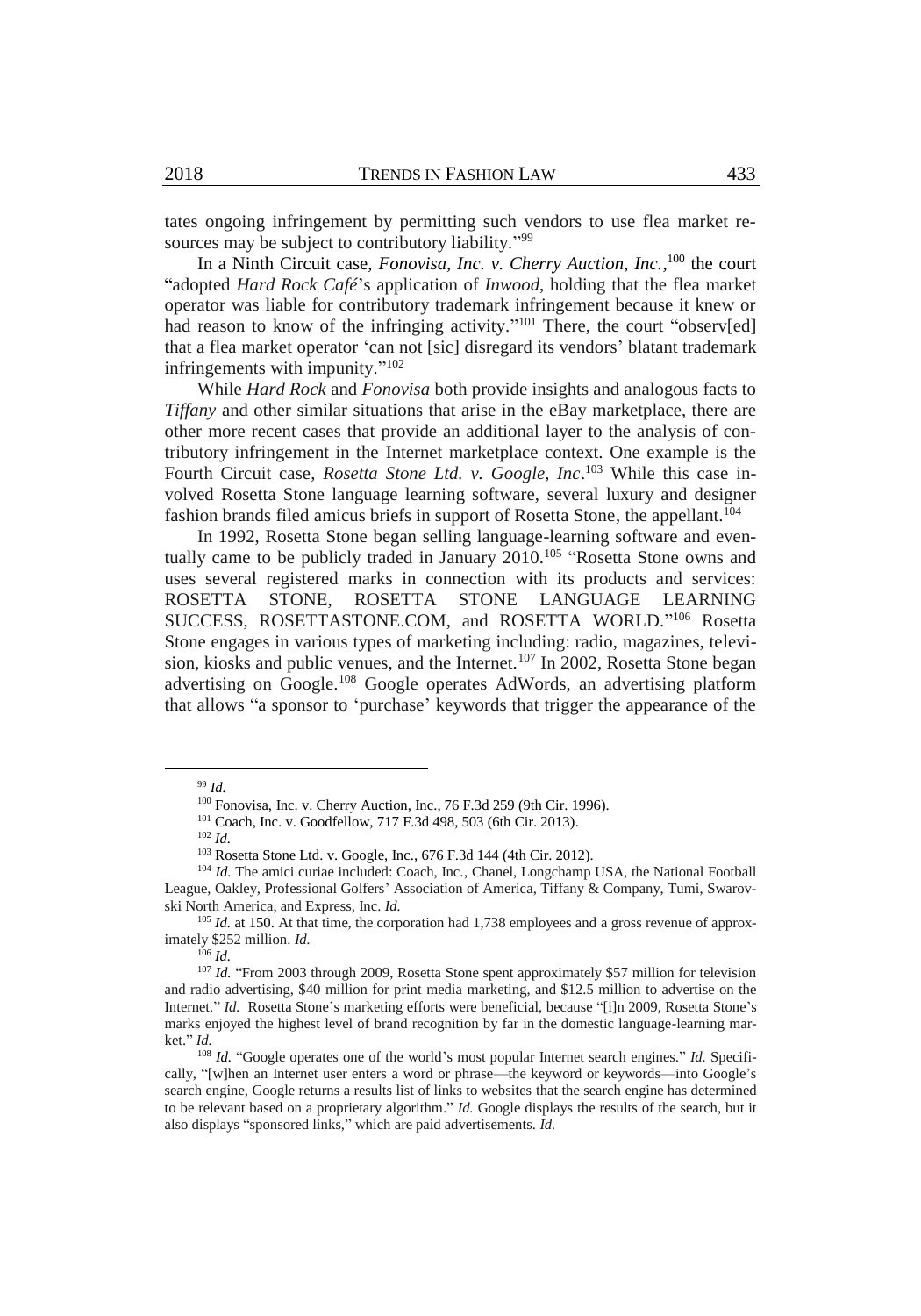tates ongoing infringement by permitting such vendors to use flea market resources may be subject to contributory liability."[99]

In a Ninth Circuit case, *Fonovisa, Inc. v. Cherry Auction, Inc.*,[100] the court "adopted *Hard Rock Café*'s application of *Inwood*, holding that the flea market operator was liable for contributory trademark infringement because it knew or had reason to know of the infringing activity."[101] There, the court "observ[ed] that a flea market operator 'can not [sic] disregard its vendors' blatant trademark infringements with impunity."[102]

While *Hard Rock* and *Fonovisa* both provide insights and analogous facts to *Tiffany* and other similar situations that arise in the eBay marketplace, there are other more recent cases that provide an additional layer to the analysis of contributory infringement in the Internet marketplace context. One example is the Fourth Circuit case, *Rosetta Stone Ltd. v. Google, Inc*.[103] While this case involved Rosetta Stone language learning software, several luxury and designer fashion brands filed amicus briefs in support of Rosetta Stone, the appellant.[104]

In 1992, Rosetta Stone began selling language-learning software and eventually came to be publicly traded in January 2010.[105] "Rosetta Stone owns and uses several registered marks in connection with its products and services: ROSETTA STONE, ROSETTA STONE LANGUAGE LEARNING SUCCESS, ROSETTASTONE.COM, and ROSETTA WORLD."[106] Rosetta Stone engages in various types of marketing including: radio, magazines, television, kiosks and public venues, and the Internet.[107] In 2002, Rosetta Stone began advertising on Google.[108] Google operates AdWords, an advertising platform that allows "a sponsor to 'purchase' keywords that trigger the appearance of the

---

[99] *Id.*

[100] Fonovisa, Inc. v. Cherry Auction, Inc., 76 F.3d 259 (9th Cir. 1996).

[101] Coach, Inc. v. Goodfellow, 717 F.3d 498, 503 (6th Cir. 2013).

[102] *Id.*

[103] Rosetta Stone Ltd. v. Google, Inc., 676 F.3d 144 (4th Cir. 2012).

[104] *Id.* The amici curiae included: Coach, Inc., Chanel, Longchamp USA, the National Football League, Oakley, Professional Golfers' Association of America, Tiffany & Company, Tumi, Swarovski North America, and Express, Inc. *Id.*

[105] *Id.* at 150. At that time, the corporation had 1,738 employees and a gross revenue of approximately $252 million. *Id.*

[106] *Id.*

[107] *Id.* "From 2003 through 2009, Rosetta Stone spent approximately $57 million for television and radio advertising, $40 million for print media marketing, and $12.5 million to advertise on the Internet." *Id.* Rosetta Stone's marketing efforts were beneficial, because "[i]n 2009, Rosetta Stone's marks enjoyed the highest level of brand recognition by far in the domestic language-learning market." *Id.*

[108] *Id.* "Google operates one of the world's most popular Internet search engines." *Id.* Specifically, "[w]hen an Internet user enters a word or phrase—the keyword or keywords—into Google's search engine, Google returns a results list of links to websites that the search engine has determined to be relevant based on a proprietary algorithm." *Id.* Google displays the results of the search, but it also displays "sponsored links," which are paid advertisements. *Id.*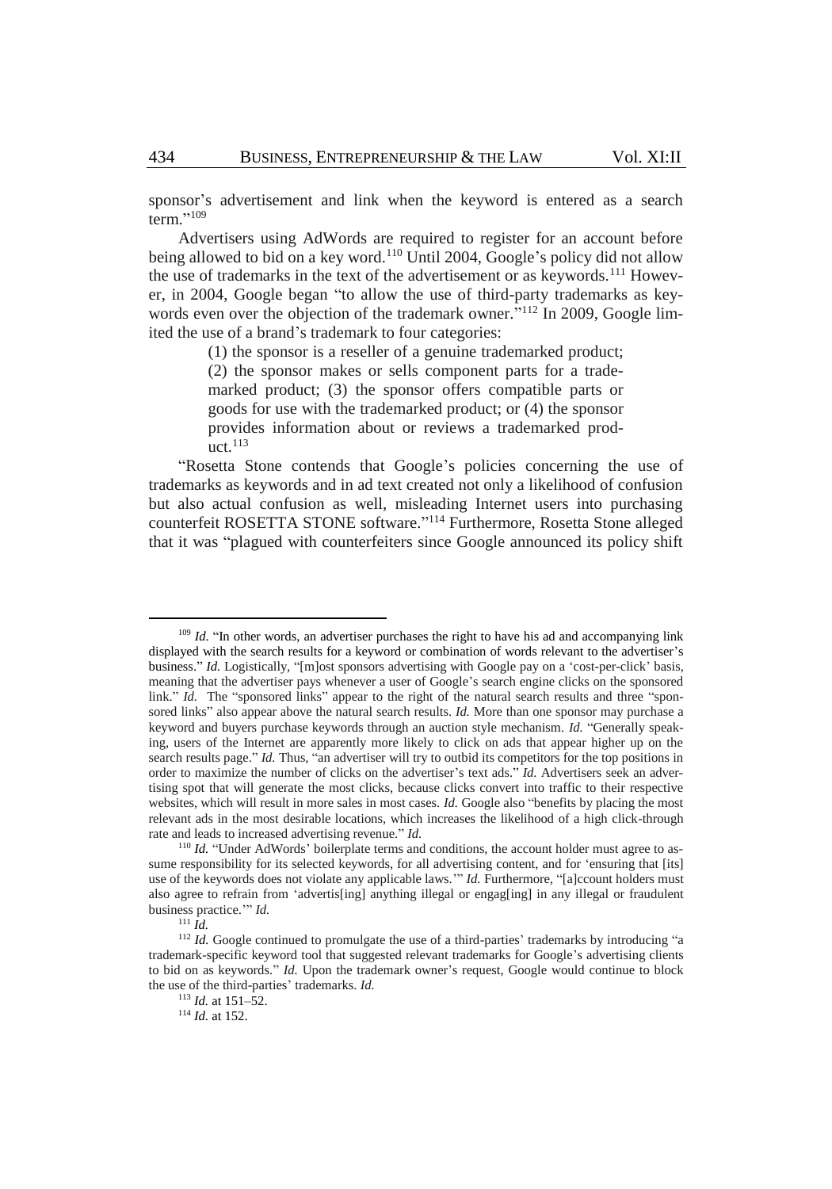sponsor's advertisement and link when the keyword is entered as a search term."[109]

Advertisers using AdWords are required to register for an account before being allowed to bid on a key word.[110] Until 2004, Google's policy did not allow the use of trademarks in the text of the advertisement or as keywords.[111] However, in 2004, Google began "to allow the use of third-party trademarks as keywords even over the objection of the trademark owner."[112] In 2009, Google limited the use of a brand's trademark to four categories:

> (1) the sponsor is a reseller of a genuine trademarked product; (2) the sponsor makes or sells component parts for a trademarked product; (3) the sponsor offers compatible parts or goods for use with the trademarked product; or (4) the sponsor provides information about or reviews a trademarked product.[113]

"Rosetta Stone contends that Google's policies concerning the use of trademarks as keywords and in ad text created not only a likelihood of confusion but also actual confusion as well, misleading Internet users into purchasing counterfeit ROSETTA STONE software."[114] Furthermore, Rosetta Stone alleged that it was "plagued with counterfeiters since Google announced its policy shift

---

[109] *Id.* "In other words, an advertiser purchases the right to have his ad and accompanying link displayed with the search results for a keyword or combination of words relevant to the advertiser's business." *Id.* Logistically, "[m]ost sponsors advertising with Google pay on a 'cost-per-click' basis, meaning that the advertiser pays whenever a user of Google's search engine clicks on the sponsored link." *Id.* The "sponsored links" appear to the right of the natural search results and three "sponsored links" also appear above the natural search results. *Id.* More than one sponsor may purchase a keyword and buyers purchase keywords through an auction style mechanism. *Id.* "Generally speaking, users of the Internet are apparently more likely to click on ads that appear higher up on the search results page." *Id.* Thus, "an advertiser will try to outbid its competitors for the top positions in order to maximize the number of clicks on the advertiser's text ads." *Id.* Advertisers seek an advertising spot that will generate the most clicks, because clicks convert into traffic to their respective websites, which will result in more sales in most cases. *Id.* Google also "benefits by placing the most relevant ads in the most desirable locations, which increases the likelihood of a high click-through rate and leads to increased advertising revenue." *Id.*

[110] *Id.* "Under AdWords' boilerplate terms and conditions, the account holder must agree to assume responsibility for its selected keywords, for all advertising content, and for 'ensuring that [its] use of the keywords does not violate any applicable laws.'" *Id.* Furthermore, "[a]ccount holders must also agree to refrain from 'advertis[ing] anything illegal or engag[ing] in any illegal or fraudulent business practice.'" *Id.*

[111] *Id.*

[112] *Id.* Google continued to promulgate the use of a third-parties' trademarks by introducing "a trademark-specific keyword tool that suggested relevant trademarks for Google's advertising clients to bid on as keywords." *Id.* Upon the trademark owner's request, Google would continue to block the use of the third-parties' trademarks. *Id.*

[113] *Id.* at 151–52.

[114] *Id.* at 152.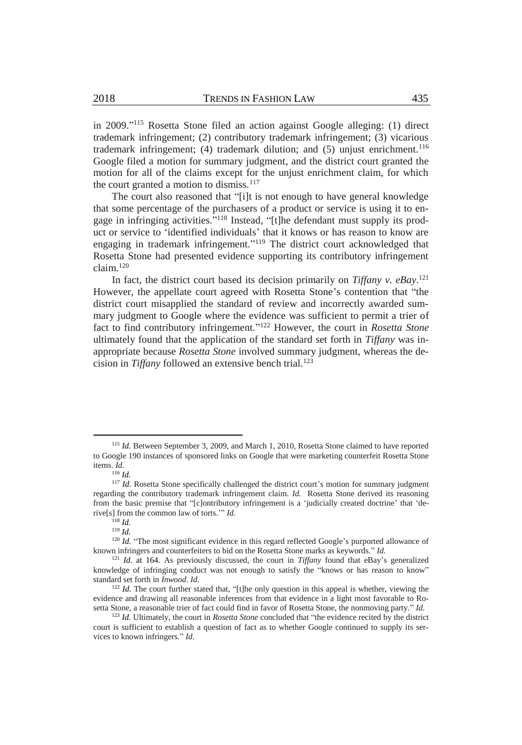in 2009."[115] Rosetta Stone filed an action against Google alleging: (1) direct trademark infringement; (2) contributory trademark infringement; (3) vicarious trademark infringement; (4) trademark dilution; and (5) unjust enrichment.[116] Google filed a motion for summary judgment, and the district court granted the motion for all of the claims except for the unjust enrichment claim, for which the court granted a motion to dismiss.[117]

The court also reasoned that "[i]t is not enough to have general knowledge that some percentage of the purchasers of a product or service is using it to engage in infringing activities."[118] Instead, "[t]he defendant must supply its product or service to 'identified individuals' that it knows or has reason to know are engaging in trademark infringement."[119] The district court acknowledged that Rosetta Stone had presented evidence supporting its contributory infringement claim.[120]

In fact, the district court based its decision primarily on *Tiffany v. eBay*.[121] However, the appellate court agreed with Rosetta Stone's contention that "the district court misapplied the standard of review and incorrectly awarded summary judgment to Google where the evidence was sufficient to permit a trier of fact to find contributory infringement."[122] However, the court in *Rosetta Stone* ultimately found that the application of the standard set forth in *Tiffany* was inappropriate because *Rosetta Stone* involved summary judgment, whereas the decision in *Tiffany* followed an extensive bench trial.[123]

---

[115] *Id.* Between September 3, 2009, and March 1, 2010, Rosetta Stone claimed to have reported to Google 190 instances of sponsored links on Google that were marketing counterfeit Rosetta Stone items. *Id.*

[116] *Id.*

[117] *Id*. Rosetta Stone specifically challenged the district court's motion for summary judgment regarding the contributory trademark infringement claim. *Id.* Rosetta Stone derived its reasoning from the basic premise that "[c]ontributory infringement is a 'judicially created doctrine' that 'derive[s] from the common law of torts.'" *Id.*

[118] *Id.*

[119] *Id.*

[120] *Id.* "The most significant evidence in this regard reflected Google's purported allowance of known infringers and counterfeiters to bid on the Rosetta Stone marks as keywords." *Id.*

[121] *Id.* at 164. As previously discussed, the court in *Tiffany* found that eBay's generalized knowledge of infringing conduct was not enough to satisfy the "knows or has reason to know" standard set forth in *Inwood*. *Id.*

[122] *Id.* The court further stated that, "[t]he only question in this appeal is whether, viewing the evidence and drawing all reasonable inferences from that evidence in a light most favorable to Rosetta Stone, a reasonable trier of fact could find in favor of Rosetta Stone, the nonmoving party." *Id.*

[123] *Id.* Ultimately, the court in *Rosetta Stone* concluded that "the evidence recited by the district court is sufficient to establish a question of fact as to whether Google continued to supply its services to known infringers." *Id.*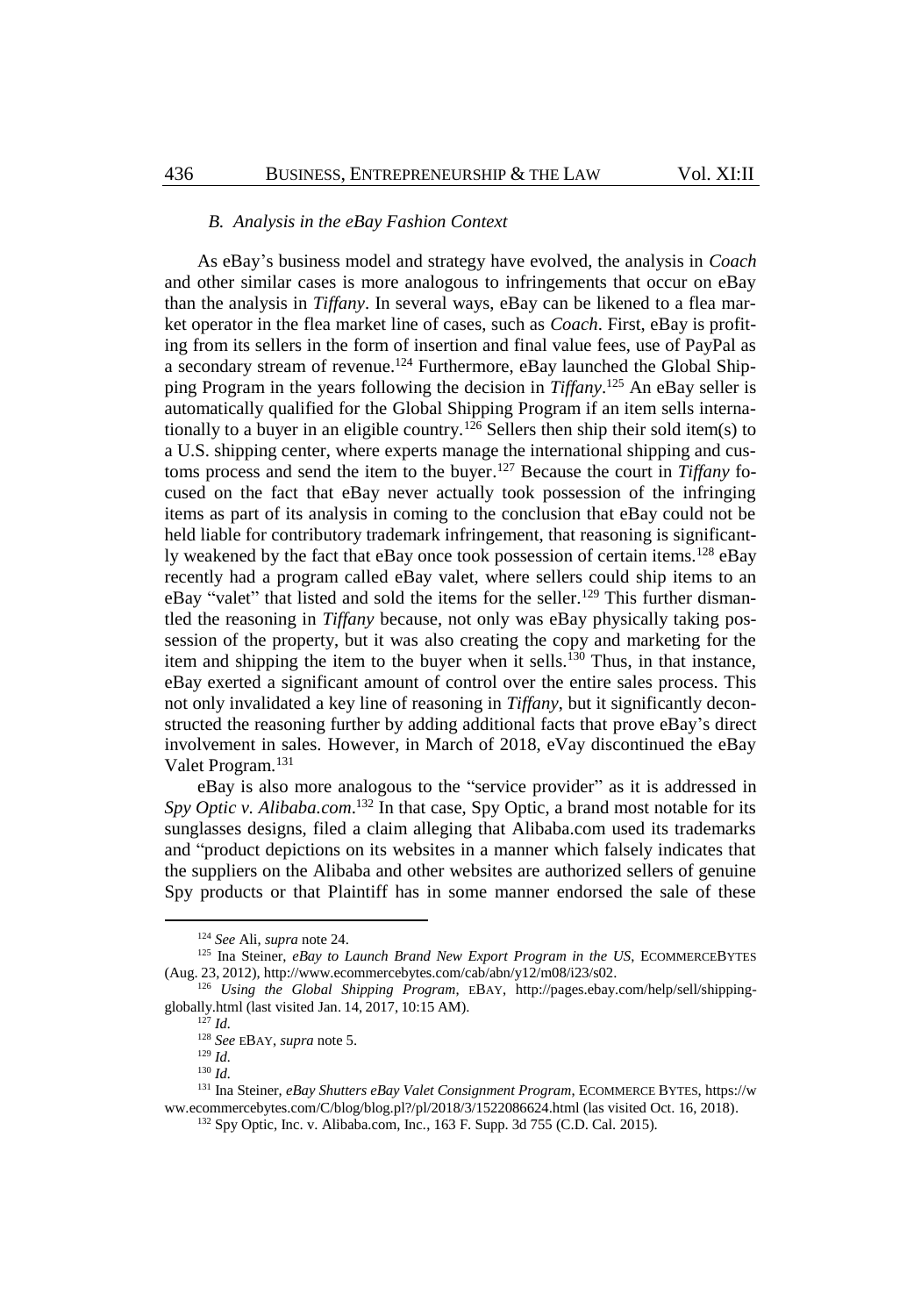### *B. Analysis in the eBay Fashion Context*

As eBay's business model and strategy have evolved, the analysis in *Coach* and other similar cases is more analogous to infringements that occur on eBay than the analysis in *Tiffany*. In several ways, eBay can be likened to a flea market operator in the flea market line of cases, such as *Coach*. First, eBay is profiting from its sellers in the form of insertion and final value fees, use of PayPal as a secondary stream of revenue.[124] Furthermore, eBay launched the Global Shipping Program in the years following the decision in *Tiffany*.[125] An eBay seller is automatically qualified for the Global Shipping Program if an item sells internationally to a buyer in an eligible country.[126] Sellers then ship their sold item(s) to a U.S. shipping center, where experts manage the international shipping and customs process and send the item to the buyer.[127] Because the court in *Tiffany* focused on the fact that eBay never actually took possession of the infringing items as part of its analysis in coming to the conclusion that eBay could not be held liable for contributory trademark infringement, that reasoning is significantly weakened by the fact that eBay once took possession of certain items.[128] eBay recently had a program called eBay valet, where sellers could ship items to an eBay "valet" that listed and sold the items for the seller.[129] This further dismantled the reasoning in *Tiffany* because, not only was eBay physically taking possession of the property, but it was also creating the copy and marketing for the item and shipping the item to the buyer when it sells.[130] Thus, in that instance, eBay exerted a significant amount of control over the entire sales process. This not only invalidated a key line of reasoning in *Tiffany*, but it significantly deconstructed the reasoning further by adding additional facts that prove eBay's direct involvement in sales. However, in March of 2018, eVay discontinued the eBay Valet Program.[131]

eBay is also more analogous to the "service provider" as it is addressed in *Spy Optic v. Alibaba.com*.[132] In that case, Spy Optic, a brand most notable for its sunglasses designs, filed a claim alleging that Alibaba.com used its trademarks and "product depictions on its websites in a manner which falsely indicates that the suppliers on the Alibaba and other websites are authorized sellers of genuine Spy products or that Plaintiff has in some manner endorsed the sale of these

---

[124] *See* Ali, *supra* note 24.

[125] Ina Steiner, *eBay to Launch Brand New Export Program in the US*, ECOMMERCEBYTES (Aug. 23, 2012), http://www.ecommercebytes.com/cab/abn/y12/m08/i23/s02.

[126] *Using the Global Shipping Program*, EBAY, http://pages.ebay.com/help/sell/shipping-globally.html (last visited Jan. 14, 2017, 10:15 AM).

[127] *Id.*

[128] *See* EBAY, *supra* note 5.

[129] *Id.*

[130] *Id.*

[131] Ina Steiner, *eBay Shutters eBay Valet Consignment Program*, ECOMMERCE BYTES, https://www.ecommercebytes.com/C/blog/blog.pl?/pl/2018/3/1522086624.html (las visited Oct. 16, 2018).

[132] Spy Optic, Inc. v. Alibaba.com, Inc., 163 F. Supp. 3d 755 (C.D. Cal. 2015).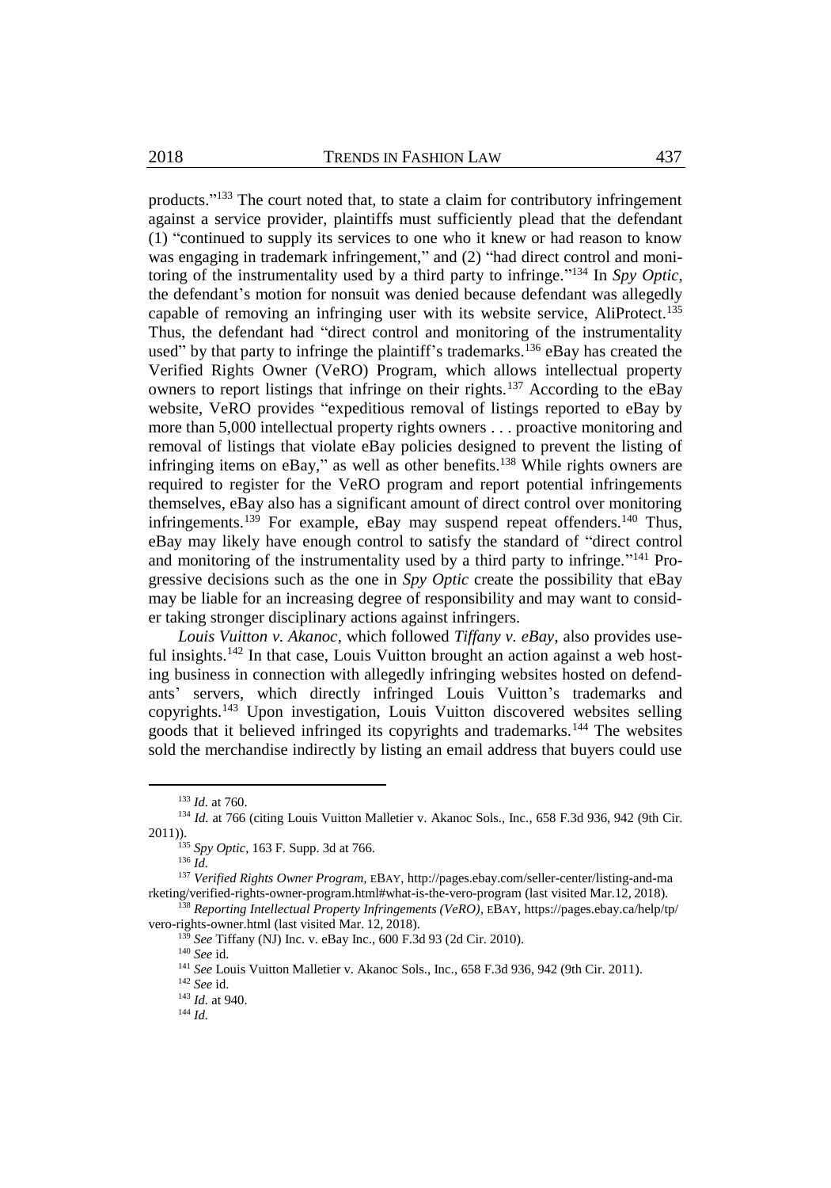products."[133] The court noted that, to state a claim for contributory infringement against a service provider, plaintiffs must sufficiently plead that the defendant (1) "continued to supply its services to one who it knew or had reason to know was engaging in trademark infringement," and (2) "had direct control and monitoring of the instrumentality used by a third party to infringe."[134] In *Spy Optic*, the defendant's motion for nonsuit was denied because defendant was allegedly capable of removing an infringing user with its website service, AliProtect.[135] Thus, the defendant had "direct control and monitoring of the instrumentality used" by that party to infringe the plaintiff's trademarks.[136] eBay has created the Verified Rights Owner (VeRO) Program, which allows intellectual property owners to report listings that infringe on their rights.[137] According to the eBay website, VeRO provides "expeditious removal of listings reported to eBay by more than 5,000 intellectual property rights owners . . . proactive monitoring and removal of listings that violate eBay policies designed to prevent the listing of infringing items on eBay," as well as other benefits.[138] While rights owners are required to register for the VeRO program and report potential infringements themselves, eBay also has a significant amount of direct control over monitoring infringements.[139] For example, eBay may suspend repeat offenders.[140] Thus, eBay may likely have enough control to satisfy the standard of "direct control and monitoring of the instrumentality used by a third party to infringe."[141] Progressive decisions such as the one in *Spy Optic* create the possibility that eBay may be liable for an increasing degree of responsibility and may want to consider taking stronger disciplinary actions against infringers.

*Louis Vuitton v. Akanoc*, which followed *Tiffany v. eBay*, also provides useful insights.[142] In that case, Louis Vuitton brought an action against a web hosting business in connection with allegedly infringing websites hosted on defendants' servers, which directly infringed Louis Vuitton's trademarks and copyrights.[143] Upon investigation, Louis Vuitton discovered websites selling goods that it believed infringed its copyrights and trademarks.[144] The websites sold the merchandise indirectly by listing an email address that buyers could use

---

[133] *Id.* at 760.

[134] *Id.* at 766 (citing Louis Vuitton Malletier v. Akanoc Sols., Inc., 658 F.3d 936, 942 (9th Cir. 2011)).

[135] *Spy Optic*, 163 F. Supp. 3d at 766.

[136] *Id.*

[137] *Verified Rights Owner Program*, EBAY, http://pages.ebay.com/seller-center/listing-and-marketing/verified-rights-owner-program.html#what-is-the-vero-program (last visited Mar.12, 2018).

[138] *Reporting Intellectual Property Infringements (VeRO)*, EBAY, https://pages.ebay.ca/help/tp/vero-rights-owner.html (last visited Mar. 12, 2018).

[139] *See* Tiffany (NJ) Inc. v. eBay Inc., 600 F.3d 93 (2d Cir. 2010).

[140] *See* id.

[141] *See* Louis Vuitton Malletier v. Akanoc Sols., Inc., 658 F.3d 936, 942 (9th Cir. 2011).

[142] *See* id.

[143] *Id.* at 940.

[144] *Id.*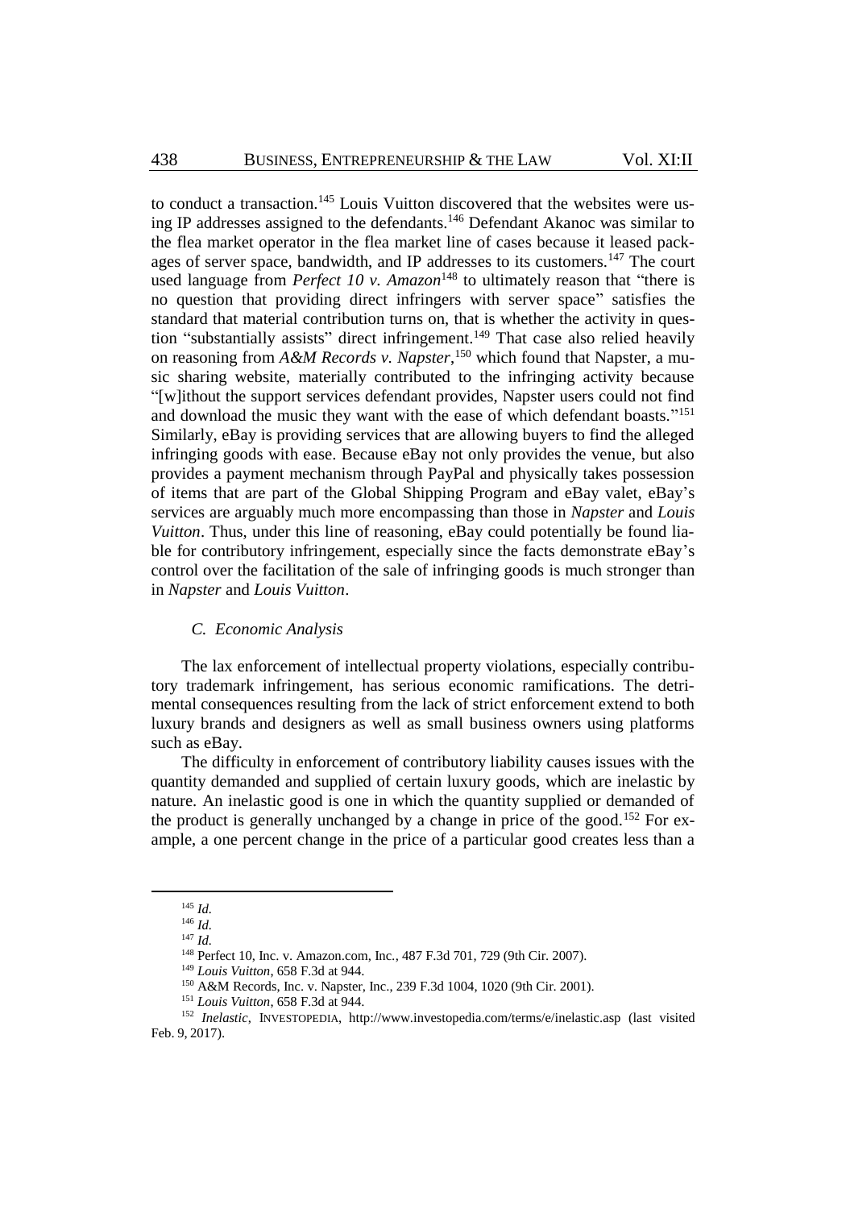to conduct a transaction.[145] Louis Vuitton discovered that the websites were using IP addresses assigned to the defendants.[146] Defendant Akanoc was similar to the flea market operator in the flea market line of cases because it leased packages of server space, bandwidth, and IP addresses to its customers.[147] The court used language from *Perfect 10 v. Amazon*[148] to ultimately reason that "there is no question that providing direct infringers with server space" satisfies the standard that material contribution turns on, that is whether the activity in question "substantially assists" direct infringement.[149] That case also relied heavily on reasoning from *A&M Records v. Napster*,[150] which found that Napster, a music sharing website, materially contributed to the infringing activity because "[w]ithout the support services defendant provides, Napster users could not find and download the music they want with the ease of which defendant boasts."[151] Similarly, eBay is providing services that are allowing buyers to find the alleged infringing goods with ease. Because eBay not only provides the venue, but also provides a payment mechanism through PayPal and physically takes possession of items that are part of the Global Shipping Program and eBay valet, eBay's services are arguably much more encompassing than those in *Napster* and *Louis Vuitton*. Thus, under this line of reasoning, eBay could potentially be found liable for contributory infringement, especially since the facts demonstrate eBay's control over the facilitation of the sale of infringing goods is much stronger than in *Napster* and *Louis Vuitton*.

### *C. Economic Analysis*

The lax enforcement of intellectual property violations, especially contributory trademark infringement, has serious economic ramifications. The detrimental consequences resulting from the lack of strict enforcement extend to both luxury brands and designers as well as small business owners using platforms such as eBay.

The difficulty in enforcement of contributory liability causes issues with the quantity demanded and supplied of certain luxury goods, which are inelastic by nature. An inelastic good is one in which the quantity supplied or demanded of the product is generally unchanged by a change in price of the good.[152] For example, a one percent change in the price of a particular good creates less than a

---

[145] *Id.*

[146] *Id.*

[147] *Id.*

[148] Perfect 10, Inc. v. Amazon.com, Inc., 487 F.3d 701, 729 (9th Cir. 2007).

[149] *Louis Vuitton*, 658 F.3d at 944.

[150] A&M Records, Inc. v. Napster, Inc., 239 F.3d 1004, 1020 (9th Cir. 2001).

[151] *Louis Vuitton*, 658 F.3d at 944.

[152] *Inelastic*, INVESTOPEDIA, http://www.investopedia.com/terms/e/inelastic.asp (last visited Feb. 9, 2017).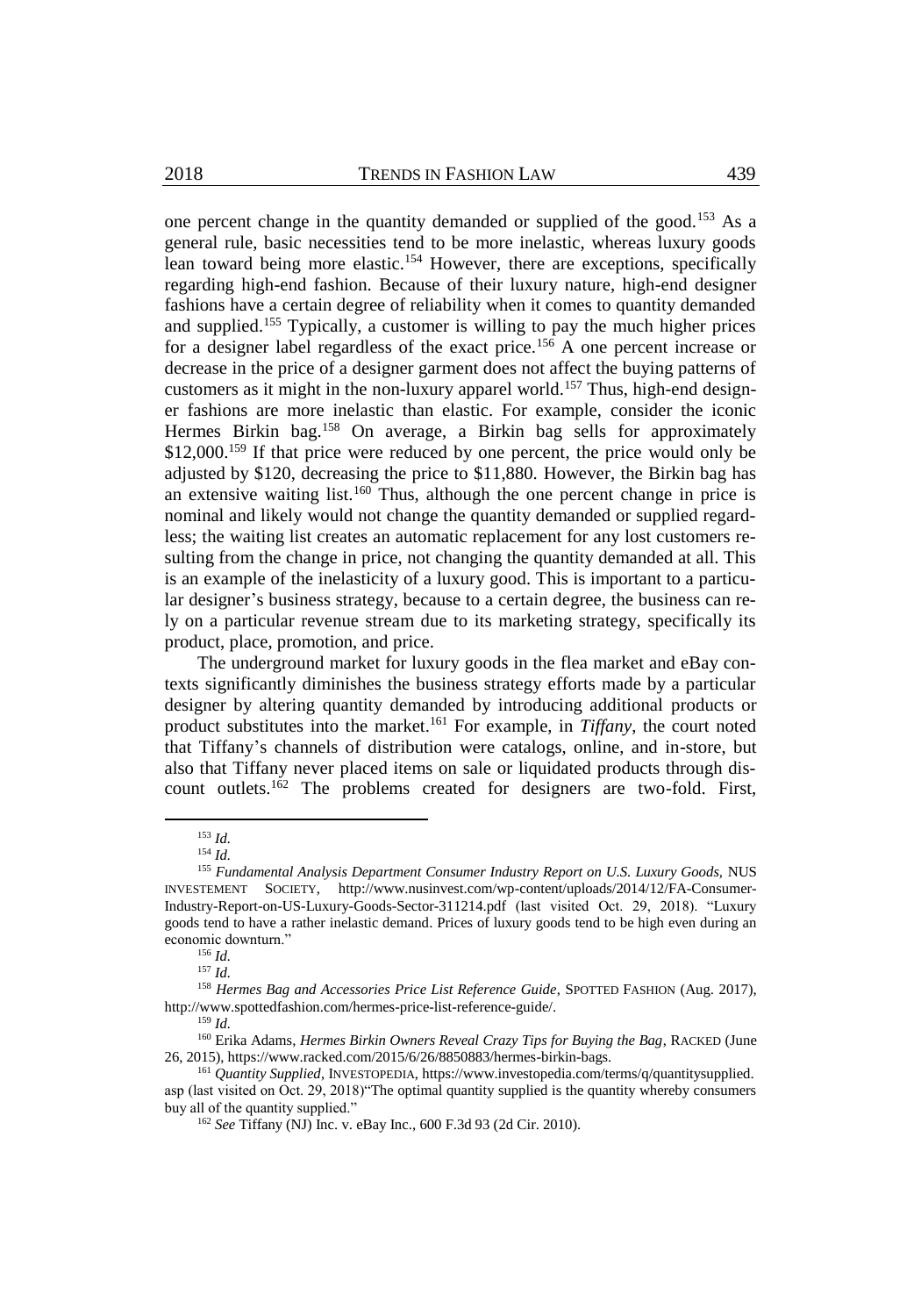one percent change in the quantity demanded or supplied of the good.[153] As a general rule, basic necessities tend to be more inelastic, whereas luxury goods lean toward being more elastic.[154] However, there are exceptions, specifically regarding high-end fashion. Because of their luxury nature, high-end designer fashions have a certain degree of reliability when it comes to quantity demanded and supplied.[155] Typically, a customer is willing to pay the much higher prices for a designer label regardless of the exact price.[156] A one percent increase or decrease in the price of a designer garment does not affect the buying patterns of customers as it might in the non-luxury apparel world.[157] Thus, high-end designer fashions are more inelastic than elastic. For example, consider the iconic Hermes Birkin bag.[158] On average, a Birkin bag sells for approximately $12,000.[159] If that price were reduced by one percent, the price would only be adjusted by $120, decreasing the price to $11,880. However, the Birkin bag has an extensive waiting list.[160] Thus, although the one percent change in price is nominal and likely would not change the quantity demanded or supplied regardless; the waiting list creates an automatic replacement for any lost customers resulting from the change in price, not changing the quantity demanded at all. This is an example of the inelasticity of a luxury good. This is important to a particular designer's business strategy, because to a certain degree, the business can rely on a particular revenue stream due to its marketing strategy, specifically its product, place, promotion, and price.

The underground market for luxury goods in the flea market and eBay contexts significantly diminishes the business strategy efforts made by a particular designer by altering quantity demanded by introducing additional products or product substitutes into the market.[161] For example, in *Tiffany*, the court noted that Tiffany's channels of distribution were catalogs, online, and in-store, but also that Tiffany never placed items on sale or liquidated products through discount outlets.[162] The problems created for designers are two-fold. First,

---

[153] *Id.*

[154] *Id.*

[155] *Fundamental Analysis Department Consumer Industry Report on U.S. Luxury Goods,* NUS INVESTEMENT SOCIETY, http://www.nusinvest.com/wp-content/uploads/2014/12/FA-Consumer-Industry-Report-on-US-Luxury-Goods-Sector-311214.pdf (last visited Oct. 29, 2018). "Luxury goods tend to have a rather inelastic demand. Prices of luxury goods tend to be high even during an economic downturn."

[156] *Id.*

[157] *Id.*

[158] *Hermes Bag and Accessories Price List Reference Guide*, SPOTTED FASHION (Aug. 2017), http://www.spottedfashion.com/hermes-price-list-reference-guide/.

[159] *Id.*

[160] Erika Adams, *Hermes Birkin Owners Reveal Crazy Tips for Buying the Bag*, RACKED (June 26, 2015), https://www.racked.com/2015/6/26/8850883/hermes-birkin-bags.

[161] *Quantity Supplied*, INVESTOPEDIA, https://www.investopedia.com/terms/q/quantitysupplied.asp (last visited on Oct. 29, 2018)"The optimal quantity supplied is the quantity whereby consumers buy all of the quantity supplied."

[162] *See* Tiffany (NJ) Inc. v. eBay Inc., 600 F.3d 93 (2d Cir. 2010).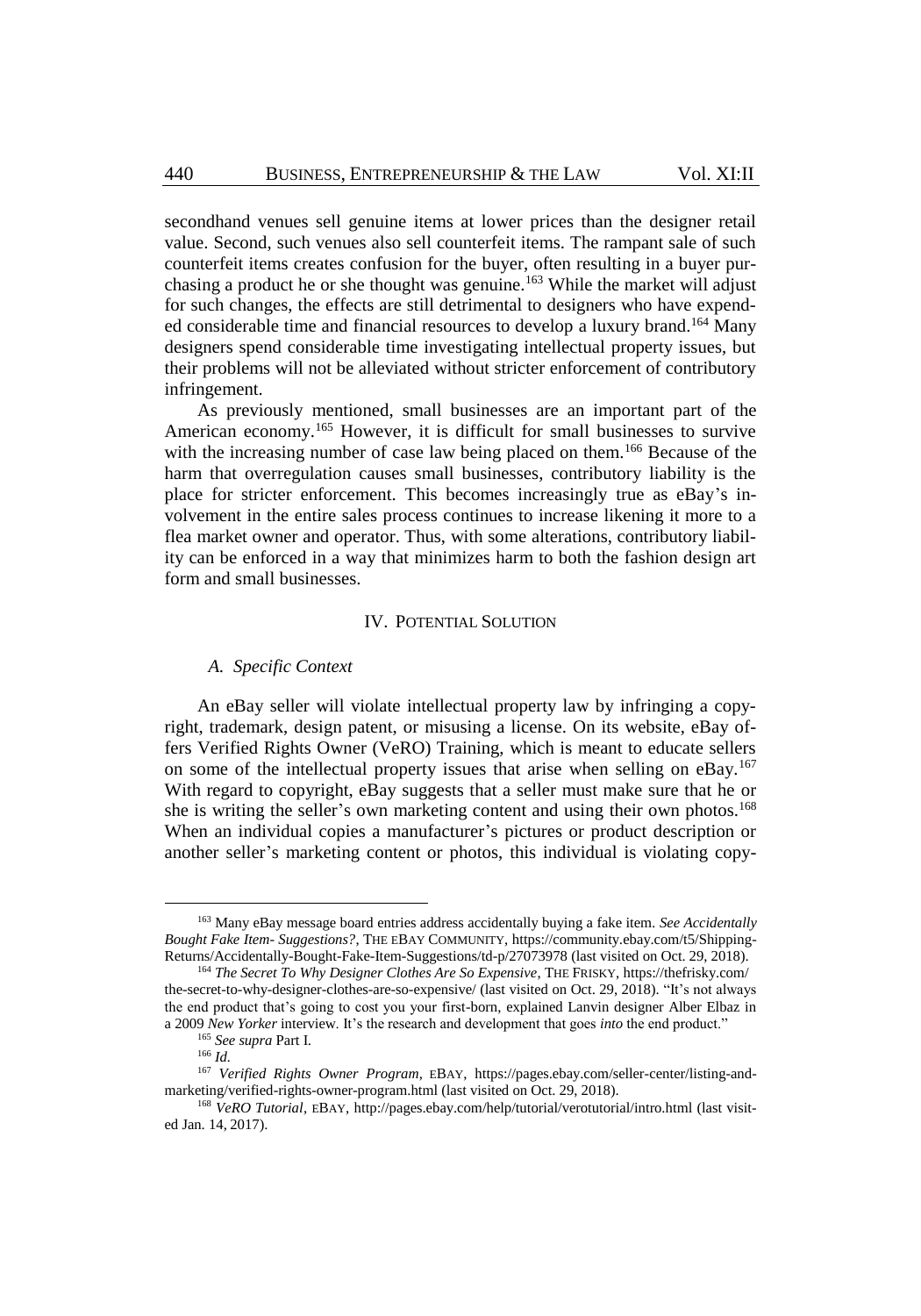secondhand venues sell genuine items at lower prices than the designer retail value. Second, such venues also sell counterfeit items. The rampant sale of such counterfeit items creates confusion for the buyer, often resulting in a buyer purchasing a product he or she thought was genuine.[163] While the market will adjust for such changes, the effects are still detrimental to designers who have expended considerable time and financial resources to develop a luxury brand.[164] Many designers spend considerable time investigating intellectual property issues, but their problems will not be alleviated without stricter enforcement of contributory infringement.

As previously mentioned, small businesses are an important part of the American economy.[165] However, it is difficult for small businesses to survive with the increasing number of case law being placed on them.[166] Because of the harm that overregulation causes small businesses, contributory liability is the place for stricter enforcement. This becomes increasingly true as eBay's involvement in the entire sales process continues to increase likening it more to a flea market owner and operator. Thus, with some alterations, contributory liability can be enforced in a way that minimizes harm to both the fashion design art form and small businesses.

## IV. Potential Solution

### *A. Specific Context*

An eBay seller will violate intellectual property law by infringing a copyright, trademark, design patent, or misusing a license. On its website, eBay offers Verified Rights Owner (VeRO) Training, which is meant to educate sellers on some of the intellectual property issues that arise when selling on eBay.[167] With regard to copyright, eBay suggests that a seller must make sure that he or she is writing the seller's own marketing content and using their own photos.[168] When an individual copies a manufacturer's pictures or product description or another seller's marketing content or photos, this individual is violating copy-

---

[163] Many eBay message board entries address accidentally buying a fake item. *See Accidentally Bought Fake Item- Suggestions?*, THE EBAY COMMUNITY, https://community.ebay.com/t5/Shipping-Returns/Accidentally-Bought-Fake-Item-Suggestions/td-p/27073978 (last visited on Oct. 29, 2018).

[164] *The Secret To Why Designer Clothes Are So Expensive*, THE FRISKY, https://thefrisky.com/the-secret-to-why-designer-clothes-are-so-expensive/ (last visited on Oct. 29, 2018). "It's not always the end product that's going to cost you your first-born, explained Lanvin designer Alber Elbaz in a 2009 *New Yorker* interview. It's the research and development that goes *into* the end product."

[165] *See supra* Part I.

[166] *Id.*

[167] *Verified Rights Owner Program*, EBAY, https://pages.ebay.com/seller-center/listing-and-marketing/verified-rights-owner-program.html (last visited on Oct. 29, 2018).

[168] *VeRO Tutorial*, EBAY, http://pages.ebay.com/help/tutorial/verotutorial/intro.html (last visited Jan. 14, 2017).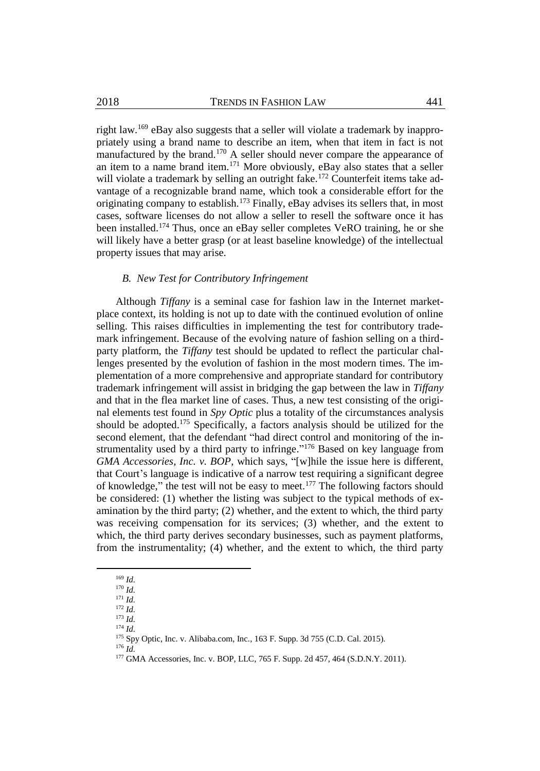right law.[169] eBay also suggests that a seller will violate a trademark by inappropriately using a brand name to describe an item, when that item in fact is not manufactured by the brand.[170] A seller should never compare the appearance of an item to a name brand item.[171] More obviously, eBay also states that a seller will violate a trademark by selling an outright fake.[172] Counterfeit items take advantage of a recognizable brand name, which took a considerable effort for the originating company to establish.[173] Finally, eBay advises its sellers that, in most cases, software licenses do not allow a seller to resell the software once it has been installed.[174] Thus, once an eBay seller completes VeRO training, he or she will likely have a better grasp (or at least baseline knowledge) of the intellectual property issues that may arise.

### *B. New Test for Contributory Infringement*

Although *Tiffany* is a seminal case for fashion law in the Internet marketplace context, its holding is not up to date with the continued evolution of online selling. This raises difficulties in implementing the test for contributory trademark infringement. Because of the evolving nature of fashion selling on a third-party platform, the *Tiffany* test should be updated to reflect the particular challenges presented by the evolution of fashion in the most modern times. The implementation of a more comprehensive and appropriate standard for contributory trademark infringement will assist in bridging the gap between the law in *Tiffany* and that in the flea market line of cases. Thus, a new test consisting of the original elements test found in *Spy Optic* plus a totality of the circumstances analysis should be adopted.[175] Specifically, a factors analysis should be utilized for the second element, that the defendant "had direct control and monitoring of the instrumentality used by a third party to infringe."[176] Based on key language from *GMA Accessories, Inc. v. BOP*, which says, "[w]hile the issue here is different, that Court's language is indicative of a narrow test requiring a significant degree of knowledge," the test will not be easy to meet.[177] The following factors should be considered: (1) whether the listing was subject to the typical methods of examination by the third party; (2) whether, and the extent to which, the third party was receiving compensation for its services; (3) whether, and the extent to which, the third party derives secondary businesses, such as payment platforms, from the instrumentality; (4) whether, and the extent to which, the third party

---

[169] *Id.*

[170] *Id.*

[171] *Id.*

[172] *Id.*

[173] *Id.*

[174] *Id.*

[175] Spy Optic, Inc. v. Alibaba.com, Inc., 163 F. Supp. 3d 755 (C.D. Cal. 2015).

[176] *Id.*

[177] GMA Accessories, Inc. v. BOP, LLC, 765 F. Supp. 2d 457, 464 (S.D.N.Y. 2011).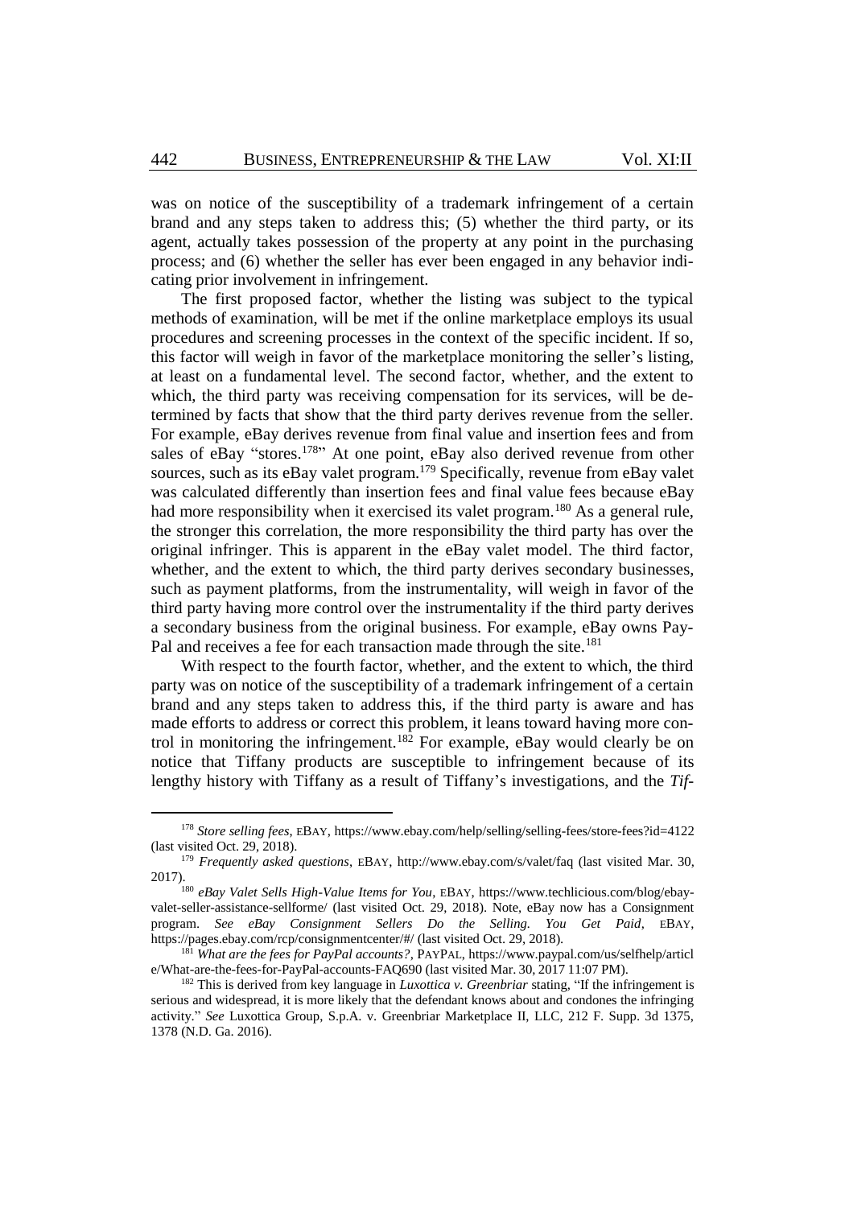was on notice of the susceptibility of a trademark infringement of a certain brand and any steps taken to address this; (5) whether the third party, or its agent, actually takes possession of the property at any point in the purchasing process; and (6) whether the seller has ever been engaged in any behavior indicating prior involvement in infringement.

The first proposed factor, whether the listing was subject to the typical methods of examination, will be met if the online marketplace employs its usual procedures and screening processes in the context of the specific incident. If so, this factor will weigh in favor of the marketplace monitoring the seller's listing, at least on a fundamental level. The second factor, whether, and the extent to which, the third party was receiving compensation for its services, will be determined by facts that show that the third party derives revenue from the seller. For example, eBay derives revenue from final value and insertion fees and from sales of eBay "stores.[178]" At one point, eBay also derived revenue from other sources, such as its eBay valet program.[179] Specifically, revenue from eBay valet was calculated differently than insertion fees and final value fees because eBay had more responsibility when it exercised its valet program.[180] As a general rule, the stronger this correlation, the more responsibility the third party has over the original infringer. This is apparent in the eBay valet model. The third factor, whether, and the extent to which, the third party derives secondary businesses, such as payment platforms, from the instrumentality, will weigh in favor of the third party having more control over the instrumentality if the third party derives a secondary business from the original business. For example, eBay owns PayPal and receives a fee for each transaction made through the site.[181]

With respect to the fourth factor, whether, and the extent to which, the third party was on notice of the susceptibility of a trademark infringement of a certain brand and any steps taken to address this, if the third party is aware and has made efforts to address or correct this problem, it leans toward having more control in monitoring the infringement.[182] For example, eBay would clearly be on notice that Tiffany products are susceptible to infringement because of its lengthy history with Tiffany as a result of Tiffany's investigations, and the *Tif-*

---

[178] *Store selling fees*, EBAY, https://www.ebay.com/help/selling/selling-fees/store-fees?id=4122 (last visited Oct. 29, 2018).

[179] *Frequently asked questions*, EBAY, http://www.ebay.com/s/valet/faq (last visited Mar. 30, 2017).

[180] *eBay Valet Sells High-Value Items for You*, EBAY, https://www.techlicious.com/blog/ebay-valet-seller-assistance-sellforme/ (last visited Oct. 29, 2018). Note, eBay now has a Consignment program. *See eBay Consignment Sellers Do the Selling. You Get Paid*, EBAY, https://pages.ebay.com/rcp/consignmentcenter/#/ (last visited Oct. 29, 2018).

[181] *What are the fees for PayPal accounts?*, PAYPAL, https://www.paypal.com/us/selfhelp/article/What-are-the-fees-for-PayPal-accounts-FAQ690 (last visited Mar. 30, 2017 11:07 PM).

[182] This is derived from key language in *Luxottica v. Greenbriar* stating, "If the infringement is serious and widespread, it is more likely that the defendant knows about and condones the infringing activity." *See* Luxottica Group, S.p.A. v. Greenbriar Marketplace II, LLC, 212 F. Supp. 3d 1375, 1378 (N.D. Ga. 2016).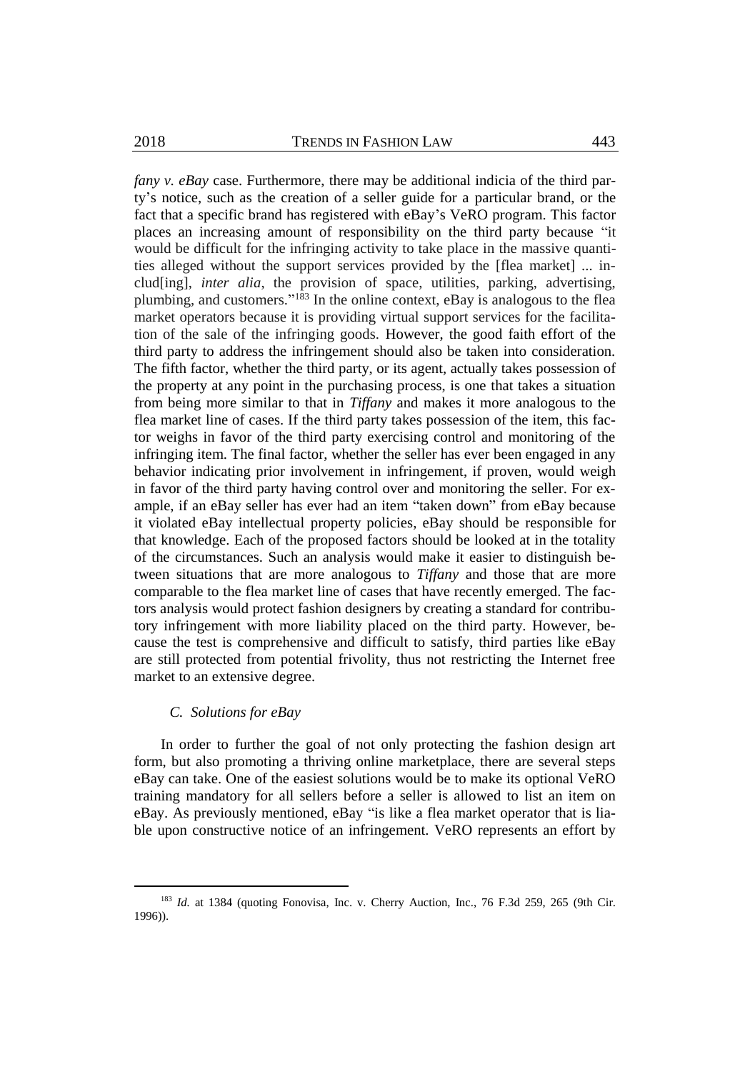*fany v. eBay* case. Furthermore, there may be additional indicia of the third party's notice, such as the creation of a seller guide for a particular brand, or the fact that a specific brand has registered with eBay's VeRO program. This factor places an increasing amount of responsibility on the third party because "it would be difficult for the infringing activity to take place in the massive quantities alleged without the support services provided by the [flea market] ... includ[ing], *inter alia*, the provision of space, utilities, parking, advertising, plumbing, and customers."[183] In the online context, eBay is analogous to the flea market operators because it is providing virtual support services for the facilitation of the sale of the infringing goods. However, the good faith effort of the third party to address the infringement should also be taken into consideration. The fifth factor, whether the third party, or its agent, actually takes possession of the property at any point in the purchasing process, is one that takes a situation from being more similar to that in *Tiffany* and makes it more analogous to the flea market line of cases. If the third party takes possession of the item, this factor weighs in favor of the third party exercising control and monitoring of the infringing item. The final factor, whether the seller has ever been engaged in any behavior indicating prior involvement in infringement, if proven, would weigh in favor of the third party having control over and monitoring the seller. For example, if an eBay seller has ever had an item "taken down" from eBay because it violated eBay intellectual property policies, eBay should be responsible for that knowledge. Each of the proposed factors should be looked at in the totality of the circumstances. Such an analysis would make it easier to distinguish between situations that are more analogous to *Tiffany* and those that are more comparable to the flea market line of cases that have recently emerged. The factors analysis would protect fashion designers by creating a standard for contributory infringement with more liability placed on the third party. However, because the test is comprehensive and difficult to satisfy, third parties like eBay are still protected from potential frivolity, thus not restricting the Internet free market to an extensive degree.

### *C. Solutions for eBay*

In order to further the goal of not only protecting the fashion design art form, but also promoting a thriving online marketplace, there are several steps eBay can take. One of the easiest solutions would be to make its optional VeRO training mandatory for all sellers before a seller is allowed to list an item on eBay. As previously mentioned, eBay "is like a flea market operator that is liable upon constructive notice of an infringement. VeRO represents an effort by

---

[183] *Id.* at 1384 (quoting Fonovisa, Inc. v. Cherry Auction, Inc., 76 F.3d 259, 265 (9th Cir. 1996)).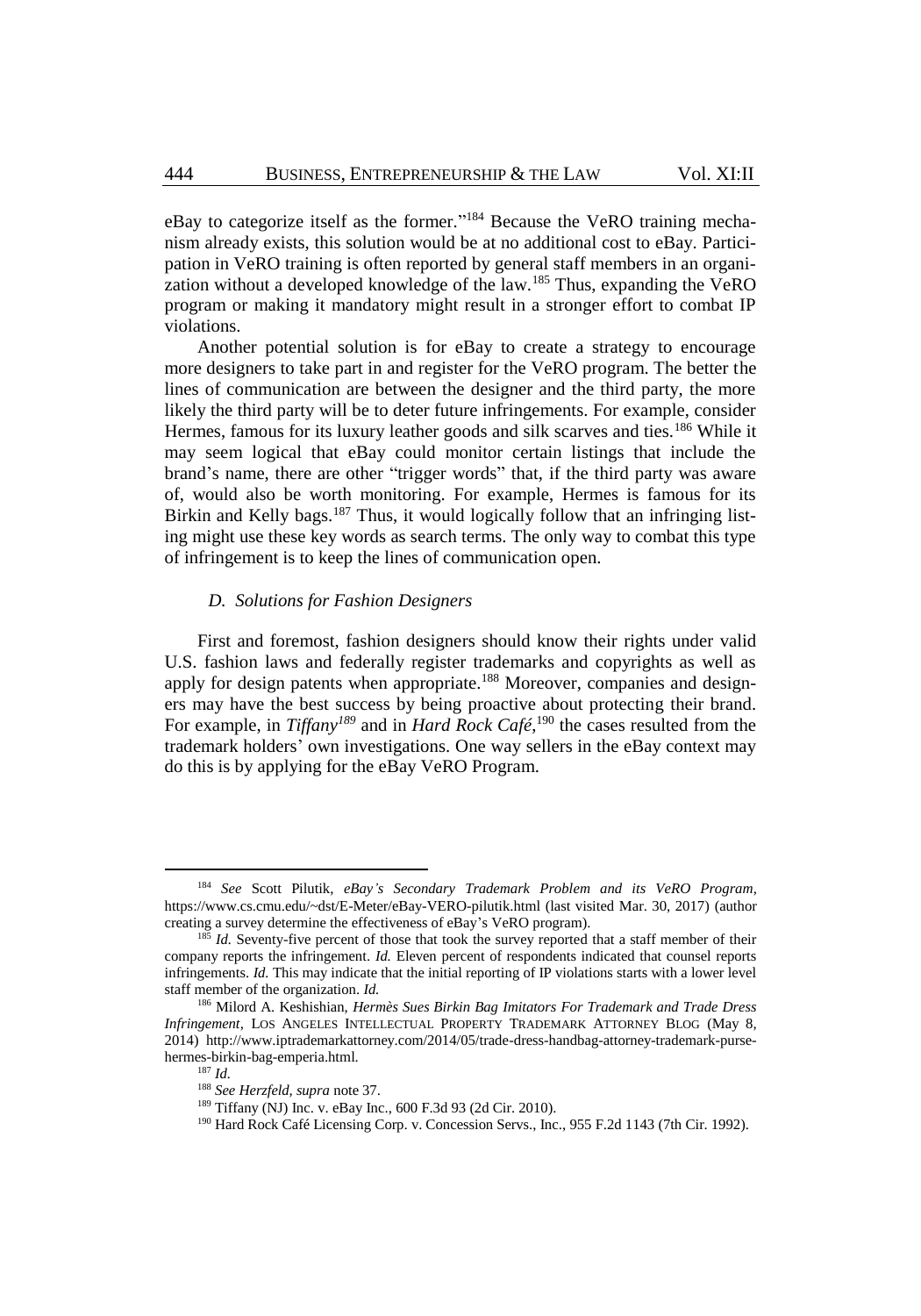eBay to categorize itself as the former."[184] Because the VeRO training mechanism already exists, this solution would be at no additional cost to eBay. Participation in VeRO training is often reported by general staff members in an organization without a developed knowledge of the law.[185] Thus, expanding the VeRO program or making it mandatory might result in a stronger effort to combat IP violations.

Another potential solution is for eBay to create a strategy to encourage more designers to take part in and register for the VeRO program. The better the lines of communication are between the designer and the third party, the more likely the third party will be to deter future infringements. For example, consider Hermes, famous for its luxury leather goods and silk scarves and ties.[186] While it may seem logical that eBay could monitor certain listings that include the brand's name, there are other "trigger words" that, if the third party was aware of, would also be worth monitoring. For example, Hermes is famous for its Birkin and Kelly bags.[187] Thus, it would logically follow that an infringing listing might use these key words as search terms. The only way to combat this type of infringement is to keep the lines of communication open.

### *D. Solutions for Fashion Designers*

First and foremost, fashion designers should know their rights under valid U.S. fashion laws and federally register trademarks and copyrights as well as apply for design patents when appropriate.[188] Moreover, companies and designers may have the best success by being proactive about protecting their brand. For example, in *Tiffany*[189] and in *Hard Rock Café*,[190] the cases resulted from the trademark holders' own investigations. One way sellers in the eBay context may do this is by applying for the eBay VeRO Program.

---

[184] *See* Scott Pilutik, *eBay's Secondary Trademark Problem and its VeRO Program*, https://www.cs.cmu.edu/~dst/E-Meter/eBay-VERO-pilutik.html (last visited Mar. 30, 2017) (author creating a survey determine the effectiveness of eBay's VeRO program).

[185] *Id.* Seventy-five percent of those that took the survey reported that a staff member of their company reports the infringement. *Id.* Eleven percent of respondents indicated that counsel reports infringements. *Id.* This may indicate that the initial reporting of IP violations starts with a lower level staff member of the organization. *Id.*

[186] Milord A. Keshishian, *Hermès Sues Birkin Bag Imitators For Trademark and Trade Dress Infringement*, LOS ANGELES INTELLECTUAL PROPERTY TRADEMARK ATTORNEY BLOG (May 8, 2014) http://www.iptrademarkattorney.com/2014/05/trade-dress-handbag-attorney-trademark-purse-hermes-birkin-bag-emperia.html.

[187] *Id.*

[188] *See Herzfeld, supra* note 37.

[189] Tiffany (NJ) Inc. v. eBay Inc., 600 F.3d 93 (2d Cir. 2010).

[190] Hard Rock Café Licensing Corp. v. Concession Servs., Inc., 955 F.2d 1143 (7th Cir. 1992).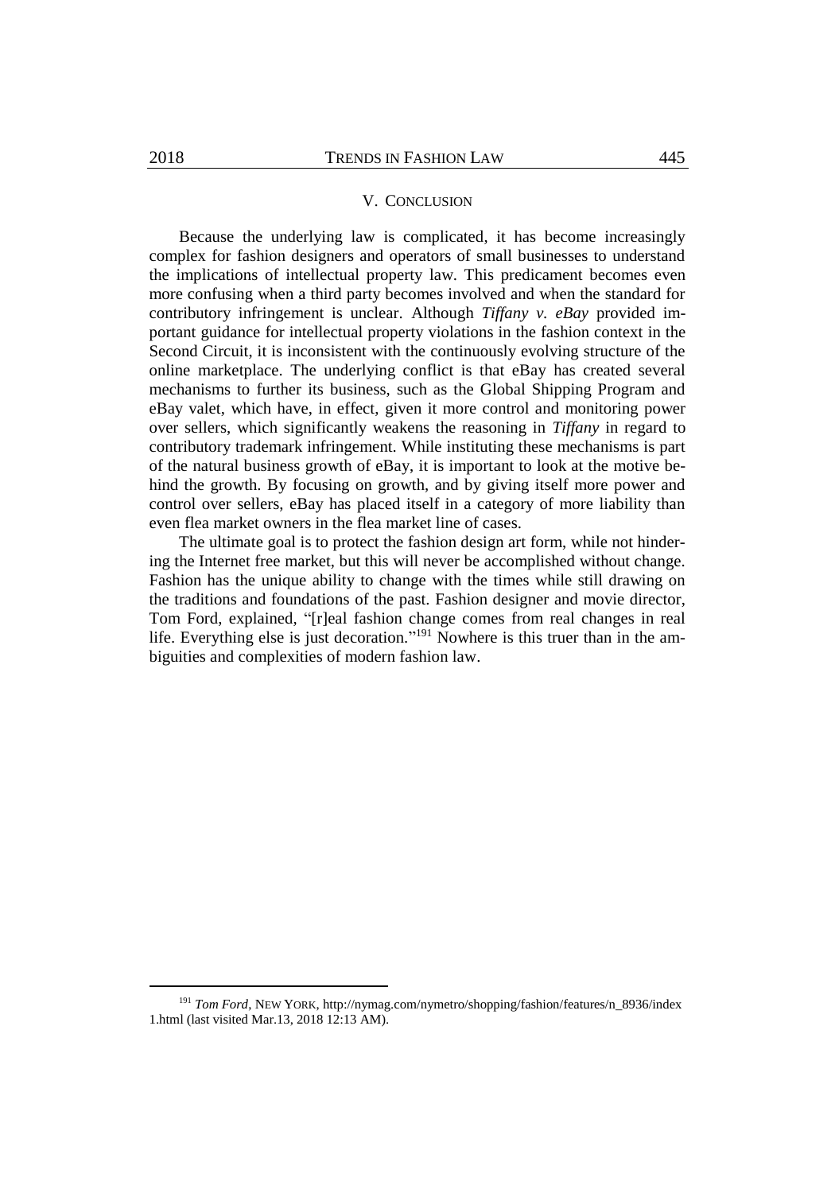## V. CONCLUSION

Because the underlying law is complicated, it has become increasingly complex for fashion designers and operators of small businesses to understand the implications of intellectual property law. This predicament becomes even more confusing when a third party becomes involved and when the standard for contributory infringement is unclear. Although *Tiffany v. eBay* provided important guidance for intellectual property violations in the fashion context in the Second Circuit, it is inconsistent with the continuously evolving structure of the online marketplace. The underlying conflict is that eBay has created several mechanisms to further its business, such as the Global Shipping Program and eBay valet, which have, in effect, given it more control and monitoring power over sellers, which significantly weakens the reasoning in *Tiffany* in regard to contributory trademark infringement. While instituting these mechanisms is part of the natural business growth of eBay, it is important to look at the motive behind the growth. By focusing on growth, and by giving itself more power and control over sellers, eBay has placed itself in a category of more liability than even flea market owners in the flea market line of cases.

The ultimate goal is to protect the fashion design art form, while not hindering the Internet free market, but this will never be accomplished without change. Fashion has the unique ability to change with the times while still drawing on the traditions and foundations of the past. Fashion designer and movie director, Tom Ford, explained, "[r]eal fashion change comes from real changes in real life. Everything else is just decoration."[191] Nowhere is this truer than in the ambiguities and complexities of modern fashion law.

---

[191] *Tom Ford*, NEW YORK, http://nymag.com/nymetro/shopping/fashion/features/n_8936/index1.html (last visited Mar.13, 2018 12:13 AM).